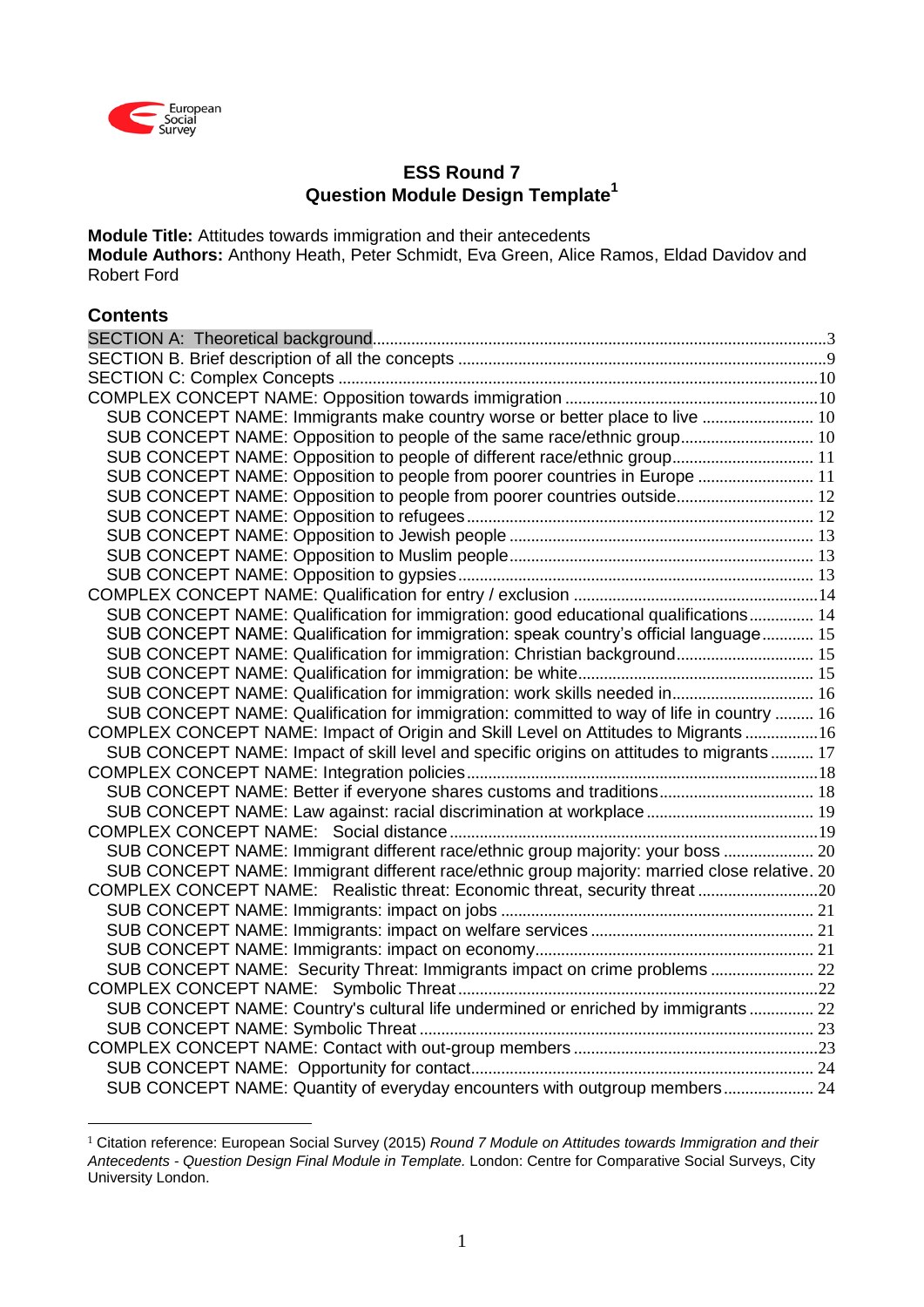European Social Survey

# ESS Round 7
## Question Module Design Template[1]

**Module Title:** Attitudes towards immigration and their antecedents
**Module Authors:** Anthony Heath, Peter Schmidt, Eva Green, Alice Ramos, Eldad Davidov and Robert Ford

## Contents

SECTION A: Theoretical background ..... 3
SECTION B. Brief description of all the concepts ..... 9
SECTION C: Complex Concepts ..... 10
COMPLEX CONCEPT NAME: Opposition towards immigration ..... 10
- SUB CONCEPT NAME: Immigrants make country worse or better place to live ..... 10
- SUB CONCEPT NAME: Opposition to people of the same race/ethnic group ..... 10
- SUB CONCEPT NAME: Opposition to people of different race/ethnic group ..... 11
- SUB CONCEPT NAME: Opposition to people from poorer countries in Europe ..... 11
- SUB CONCEPT NAME: Opposition to people from poorer countries outside ..... 12
- SUB CONCEPT NAME: Opposition to refugees ..... 12
- SUB CONCEPT NAME: Opposition to Jewish people ..... 13
- SUB CONCEPT NAME: Opposition to Muslim people ..... 13
- SUB CONCEPT NAME: Opposition to gypsies ..... 13

COMPLEX CONCEPT NAME: Qualification for entry / exclusion ..... 14
- SUB CONCEPT NAME: Qualification for immigration: good educational qualifications ..... 14
- SUB CONCEPT NAME: Qualification for immigration: speak country's official language ..... 15
- SUB CONCEPT NAME: Qualification for immigration: Christian background ..... 15
- SUB CONCEPT NAME: Qualification for immigration: be white ..... 15
- SUB CONCEPT NAME: Qualification for immigration: work skills needed in ..... 16
- SUB CONCEPT NAME: Qualification for immigration: committed to way of life in country ..... 16

COMPLEX CONCEPT NAME: Impact of Origin and Skill Level on Attitudes to Migrants ..... 16
- SUB CONCEPT NAME: Impact of skill level and specific origins on attitudes to migrants ..... 17

COMPLEX CONCEPT NAME: Integration policies ..... 18
- SUB CONCEPT NAME: Better if everyone shares customs and traditions ..... 18
- SUB CONCEPT NAME: Law against: racial discrimination at workplace ..... 19

COMPLEX CONCEPT NAME: Social distance ..... 19
- SUB CONCEPT NAME: Immigrant different race/ethnic group majority: your boss ..... 20
- SUB CONCEPT NAME: Immigrant different race/ethnic group majority: married close relative. 20

COMPLEX CONCEPT NAME: Realistic threat: Economic threat, security threat ..... 20
- SUB CONCEPT NAME: Immigrants: impact on jobs ..... 21
- SUB CONCEPT NAME: Immigrants: impact on welfare services ..... 21
- SUB CONCEPT NAME: Immigrants: impact on economy ..... 21
- SUB CONCEPT NAME: Security Threat: Immigrants impact on crime problems ..... 22

COMPLEX CONCEPT NAME: Symbolic Threat ..... 22
- SUB CONCEPT NAME: Country's cultural life undermined or enriched by immigrants ..... 22
- SUB CONCEPT NAME: Symbolic Threat ..... 23

COMPLEX CONCEPT NAME: Contact with out-group members ..... 23
- SUB CONCEPT NAME: Opportunity for contact ..... 24
- SUB CONCEPT NAME: Quantity of everyday encounters with outgroup members ..... 24

---

[1] Citation reference: European Social Survey (2015) *Round 7 Module on Attitudes towards Immigration and their Antecedents - Question Design Final Module in Template.* London: Centre for Comparative Social Surveys, City University London.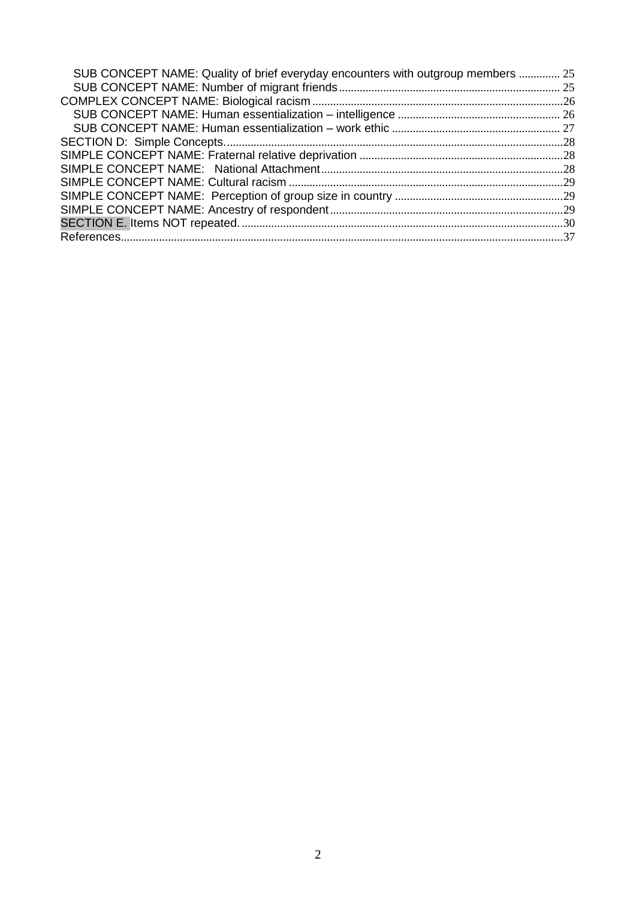SUB CONCEPT NAME: Quality of brief everyday encounters with outgroup members .............. 25
SUB CONCEPT NAME: Number of migrant friends .......................................................................... 25
COMPLEX CONCEPT NAME: Biological racism ....................................................................................26
SUB CONCEPT NAME: Human essentialization – intelligence ....................................................... 26
SUB CONCEPT NAME: Human essentialization – work ethic ......................................................... 27
SECTION D: Simple Concepts..................................................................................................................28
SIMPLE CONCEPT NAME: Fraternal relative deprivation .....................................................................28
SIMPLE CONCEPT NAME: National Attachment.................................................................................28
SIMPLE CONCEPT NAME: Cultural racism ............................................................................................29
SIMPLE CONCEPT NAME: Perception of group size in country .........................................................29
SIMPLE CONCEPT NAME: Ancestry of respondent..............................................................................29
SECTION E. Items NOT repeated. ............................................................................................................30
References....................................................................................................................................................37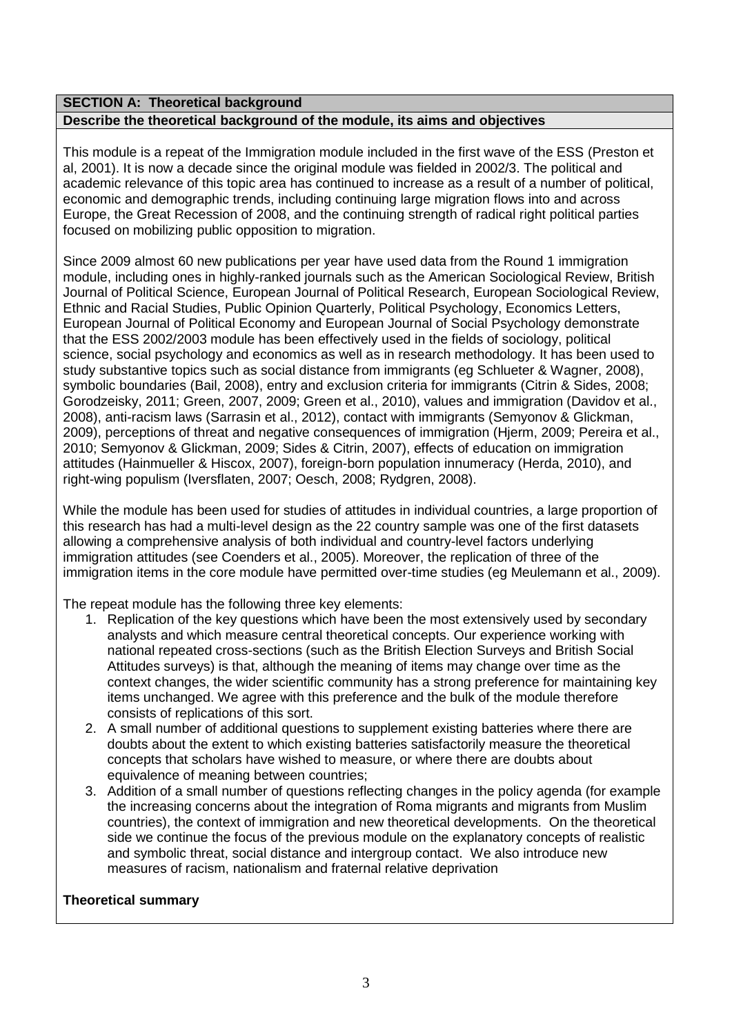## SECTION A: Theoretical background

### Describe the theoretical background of the module, its aims and objectives

This module is a repeat of the Immigration module included in the first wave of the ESS (Preston et al, 2001). It is now a decade since the original module was fielded in 2002/3. The political and academic relevance of this topic area has continued to increase as a result of a number of political, economic and demographic trends, including continuing large migration flows into and across Europe, the Great Recession of 2008, and the continuing strength of radical right political parties focused on mobilizing public opposition to migration.

Since 2009 almost 60 new publications per year have used data from the Round 1 immigration module, including ones in highly-ranked journals such as the American Sociological Review, British Journal of Political Science, European Journal of Political Research, European Sociological Review, Ethnic and Racial Studies, Public Opinion Quarterly, Political Psychology, Economics Letters, European Journal of Political Economy and European Journal of Social Psychology demonstrate that the ESS 2002/2003 module has been effectively used in the fields of sociology, political science, social psychology and economics as well as in research methodology. It has been used to study substantive topics such as social distance from immigrants (eg Schlueter & Wagner, 2008), symbolic boundaries (Bail, 2008), entry and exclusion criteria for immigrants (Citrin & Sides, 2008; Gorodzeisky, 2011; Green, 2007, 2009; Green et al., 2010), values and immigration (Davidov et al., 2008), anti-racism laws (Sarrasin et al., 2012), contact with immigrants (Semyonov & Glickman, 2009), perceptions of threat and negative consequences of immigration (Hjerm, 2009; Pereira et al., 2010; Semyonov & Glickman, 2009; Sides & Citrin, 2007), effects of education on immigration attitudes (Hainmueller & Hiscox, 2007), foreign-born population innumeracy (Herda, 2010), and right-wing populism (Iversflaten, 2007; Oesch, 2008; Rydgren, 2008).

While the module has been used for studies of attitudes in individual countries, a large proportion of this research has had a multi-level design as the 22 country sample was one of the first datasets allowing a comprehensive analysis of both individual and country-level factors underlying immigration attitudes (see Coenders et al., 2005). Moreover, the replication of three of the immigration items in the core module have permitted over-time studies (eg Meulemann et al., 2009).

The repeat module has the following three key elements:

1. Replication of the key questions which have been the most extensively used by secondary analysts and which measure central theoretical concepts. Our experience working with national repeated cross-sections (such as the British Election Surveys and British Social Attitudes surveys) is that, although the meaning of items may change over time as the context changes, the wider scientific community has a strong preference for maintaining key items unchanged. We agree with this preference and the bulk of the module therefore consists of replications of this sort.
2. A small number of additional questions to supplement existing batteries where there are doubts about the extent to which existing batteries satisfactorily measure the theoretical concepts that scholars have wished to measure, or where there are doubts about equivalence of meaning between countries;
3. Addition of a small number of questions reflecting changes in the policy agenda (for example the increasing concerns about the integration of Roma migrants and migrants from Muslim countries), the context of immigration and new theoretical developments. On the theoretical side we continue the focus of the previous module on the explanatory concepts of realistic and symbolic threat, social distance and intergroup contact. We also introduce new measures of racism, nationalism and fraternal relative deprivation

**Theoretical summary**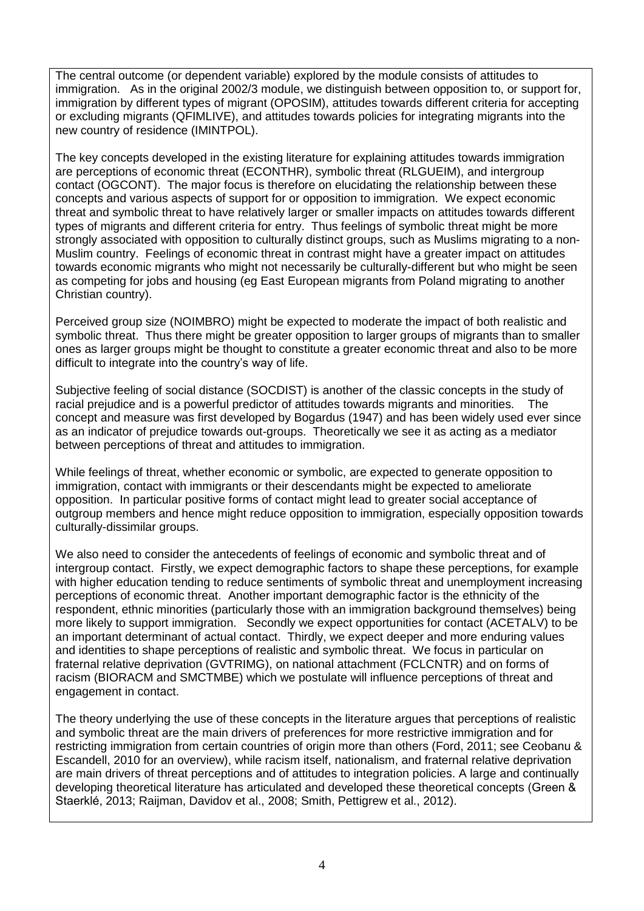The central outcome (or dependent variable) explored by the module consists of attitudes to immigration. As in the original 2002/3 module, we distinguish between opposition to, or support for, immigration by different types of migrant (OPOSIM), attitudes towards different criteria for accepting or excluding migrants (QFIMLIVE), and attitudes towards policies for integrating migrants into the new country of residence (IMINTPOL).

The key concepts developed in the existing literature for explaining attitudes towards immigration are perceptions of economic threat (ECONTHR), symbolic threat (RLGUEIM), and intergroup contact (OGCONT). The major focus is therefore on elucidating the relationship between these concepts and various aspects of support for or opposition to immigration. We expect economic threat and symbolic threat to have relatively larger or smaller impacts on attitudes towards different types of migrants and different criteria for entry. Thus feelings of symbolic threat might be more strongly associated with opposition to culturally distinct groups, such as Muslims migrating to a non-Muslim country. Feelings of economic threat in contrast might have a greater impact on attitudes towards economic migrants who might not necessarily be culturally-different but who might be seen as competing for jobs and housing (eg East European migrants from Poland migrating to another Christian country).

Perceived group size (NOIMBRO) might be expected to moderate the impact of both realistic and symbolic threat. Thus there might be greater opposition to larger groups of migrants than to smaller ones as larger groups might be thought to constitute a greater economic threat and also to be more difficult to integrate into the country's way of life.

Subjective feeling of social distance (SOCDIST) is another of the classic concepts in the study of racial prejudice and is a powerful predictor of attitudes towards migrants and minorities. The concept and measure was first developed by Bogardus (1947) and has been widely used ever since as an indicator of prejudice towards out-groups. Theoretically we see it as acting as a mediator between perceptions of threat and attitudes to immigration.

While feelings of threat, whether economic or symbolic, are expected to generate opposition to immigration, contact with immigrants or their descendants might be expected to ameliorate opposition. In particular positive forms of contact might lead to greater social acceptance of outgroup members and hence might reduce opposition to immigration, especially opposition towards culturally-dissimilar groups.

We also need to consider the antecedents of feelings of economic and symbolic threat and of intergroup contact. Firstly, we expect demographic factors to shape these perceptions, for example with higher education tending to reduce sentiments of symbolic threat and unemployment increasing perceptions of economic threat. Another important demographic factor is the ethnicity of the respondent, ethnic minorities (particularly those with an immigration background themselves) being more likely to support immigration. Secondly we expect opportunities for contact (ACETALV) to be an important determinant of actual contact. Thirdly, we expect deeper and more enduring values and identities to shape perceptions of realistic and symbolic threat. We focus in particular on fraternal relative deprivation (GVTRIMG), on national attachment (FCLCNTR) and on forms of racism (BIORACM and SMCTMBE) which we postulate will influence perceptions of threat and engagement in contact.

The theory underlying the use of these concepts in the literature argues that perceptions of realistic and symbolic threat are the main drivers of preferences for more restrictive immigration and for restricting immigration from certain countries of origin more than others (Ford, 2011; see Ceobanu & Escandell, 2010 for an overview), while racism itself, nationalism, and fraternal relative deprivation are main drivers of threat perceptions and of attitudes to integration policies. A large and continually developing theoretical literature has articulated and developed these theoretical concepts (Green & Staerklé, 2013; Raijman, Davidov et al., 2008; Smith, Pettigrew et al., 2012).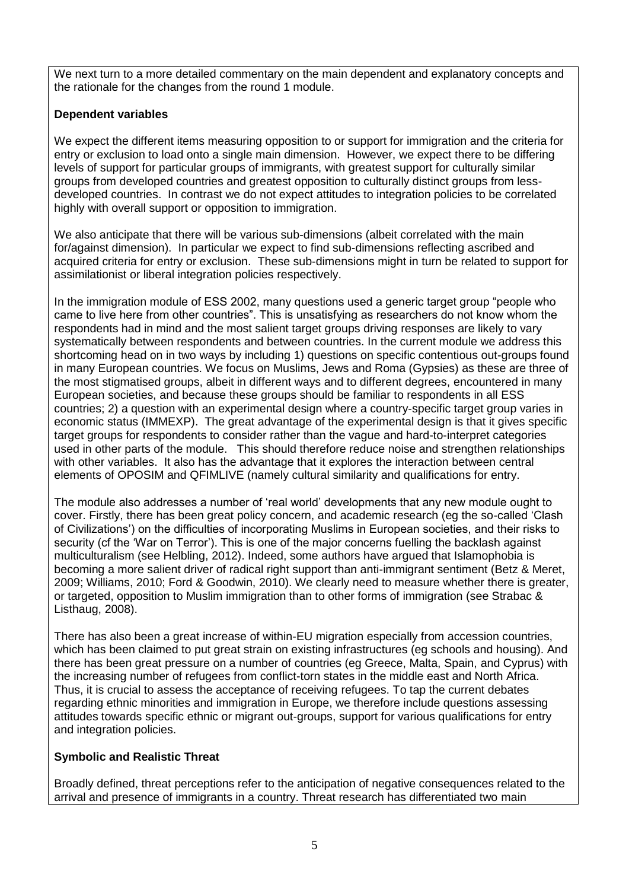We next turn to a more detailed commentary on the main dependent and explanatory concepts and the rationale for the changes from the round 1 module.

**Dependent variables**

We expect the different items measuring opposition to or support for immigration and the criteria for entry or exclusion to load onto a single main dimension. However, we expect there to be differing levels of support for particular groups of immigrants, with greatest support for culturally similar groups from developed countries and greatest opposition to culturally distinct groups from less-developed countries. In contrast we do not expect attitudes to integration policies to be correlated highly with overall support or opposition to immigration.

We also anticipate that there will be various sub-dimensions (albeit correlated with the main for/against dimension). In particular we expect to find sub-dimensions reflecting ascribed and acquired criteria for entry or exclusion. These sub-dimensions might in turn be related to support for assimilationist or liberal integration policies respectively.

In the immigration module of ESS 2002, many questions used a generic target group "people who came to live here from other countries". This is unsatisfying as researchers do not know whom the respondents had in mind and the most salient target groups driving responses are likely to vary systematically between respondents and between countries. In the current module we address this shortcoming head on in two ways by including 1) questions on specific contentious out-groups found in many European countries. We focus on Muslims, Jews and Roma (Gypsies) as these are three of the most stigmatised groups, albeit in different ways and to different degrees, encountered in many European societies, and because these groups should be familiar to respondents in all ESS countries; 2) a question with an experimental design where a country-specific target group varies in economic status (IMMEXP). The great advantage of the experimental design is that it gives specific target groups for respondents to consider rather than the vague and hard-to-interpret categories used in other parts of the module. This should therefore reduce noise and strengthen relationships with other variables. It also has the advantage that it explores the interaction between central elements of OPOSIM and QFIMLIVE (namely cultural similarity and qualifications for entry.

The module also addresses a number of 'real world' developments that any new module ought to cover. Firstly, there has been great policy concern, and academic research (eg the so-called 'Clash of Civilizations') on the difficulties of incorporating Muslims in European societies, and their risks to security (cf the 'War on Terror'). This is one of the major concerns fuelling the backlash against multiculturalism (see Helbling, 2012). Indeed, some authors have argued that Islamophobia is becoming a more salient driver of radical right support than anti-immigrant sentiment (Betz & Meret, 2009; Williams, 2010; Ford & Goodwin, 2010). We clearly need to measure whether there is greater, or targeted, opposition to Muslim immigration than to other forms of immigration (see Strabac & Listhaug, 2008).

There has also been a great increase of within-EU migration especially from accession countries, which has been claimed to put great strain on existing infrastructures (eg schools and housing). And there has been great pressure on a number of countries (eg Greece, Malta, Spain, and Cyprus) with the increasing number of refugees from conflict-torn states in the middle east and North Africa. Thus, it is crucial to assess the acceptance of receiving refugees. To tap the current debates regarding ethnic minorities and immigration in Europe, we therefore include questions assessing attitudes towards specific ethnic or migrant out-groups, support for various qualifications for entry and integration policies.

**Symbolic and Realistic Threat**

Broadly defined, threat perceptions refer to the anticipation of negative consequences related to the arrival and presence of immigrants in a country. Threat research has differentiated two main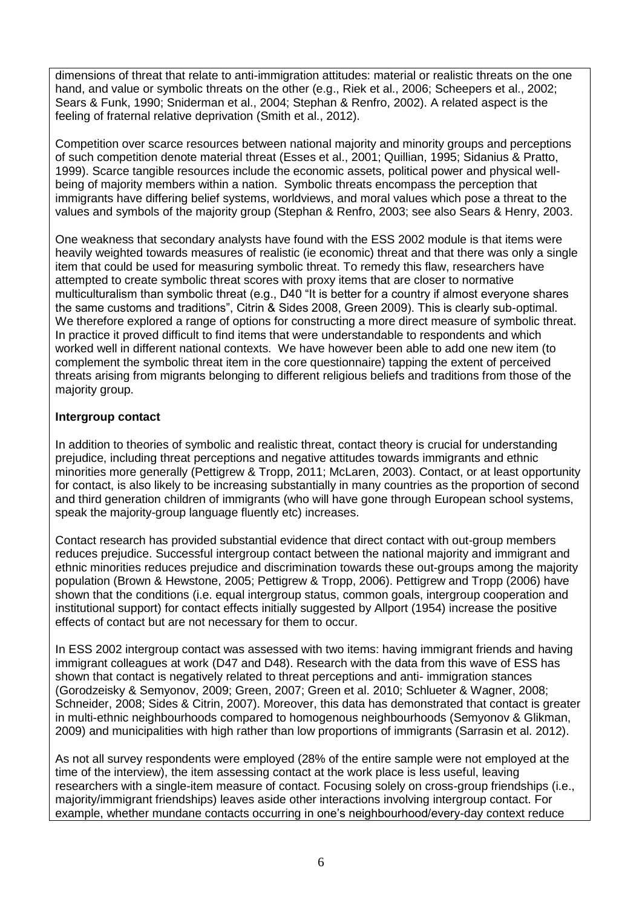dimensions of threat that relate to anti-immigration attitudes: material or realistic threats on the one hand, and value or symbolic threats on the other (e.g., Riek et al., 2006; Scheepers et al., 2002; Sears & Funk, 1990; Sniderman et al., 2004; Stephan & Renfro, 2002). A related aspect is the feeling of fraternal relative deprivation (Smith et al., 2012).

Competition over scarce resources between national majority and minority groups and perceptions of such competition denote material threat (Esses et al., 2001; Quillian, 1995; Sidanius & Pratto, 1999). Scarce tangible resources include the economic assets, political power and physical well-being of majority members within a nation. Symbolic threats encompass the perception that immigrants have differing belief systems, worldviews, and moral values which pose a threat to the values and symbols of the majority group (Stephan & Renfro, 2003; see also Sears & Henry, 2003.

One weakness that secondary analysts have found with the ESS 2002 module is that items were heavily weighted towards measures of realistic (ie economic) threat and that there was only a single item that could be used for measuring symbolic threat. To remedy this flaw, researchers have attempted to create symbolic threat scores with proxy items that are closer to normative multiculturalism than symbolic threat (e.g., D40 "It is better for a country if almost everyone shares the same customs and traditions", Citrin & Sides 2008, Green 2009). This is clearly sub-optimal. We therefore explored a range of options for constructing a more direct measure of symbolic threat. In practice it proved difficult to find items that were understandable to respondents and which worked well in different national contexts. We have however been able to add one new item (to complement the symbolic threat item in the core questionnaire) tapping the extent of perceived threats arising from migrants belonging to different religious beliefs and traditions from those of the majority group.

**Intergroup contact**

In addition to theories of symbolic and realistic threat, contact theory is crucial for understanding prejudice, including threat perceptions and negative attitudes towards immigrants and ethnic minorities more generally (Pettigrew & Tropp, 2011; McLaren, 2003). Contact, or at least opportunity for contact, is also likely to be increasing substantially in many countries as the proportion of second and third generation children of immigrants (who will have gone through European school systems, speak the majority-group language fluently etc) increases.

Contact research has provided substantial evidence that direct contact with out-group members reduces prejudice. Successful intergroup contact between the national majority and immigrant and ethnic minorities reduces prejudice and discrimination towards these out-groups among the majority population (Brown & Hewstone, 2005; Pettigrew & Tropp, 2006). Pettigrew and Tropp (2006) have shown that the conditions (i.e. equal intergroup status, common goals, intergroup cooperation and institutional support) for contact effects initially suggested by Allport (1954) increase the positive effects of contact but are not necessary for them to occur.

In ESS 2002 intergroup contact was assessed with two items: having immigrant friends and having immigrant colleagues at work (D47 and D48). Research with the data from this wave of ESS has shown that contact is negatively related to threat perceptions and anti- immigration stances (Gorodzeisky & Semyonov, 2009; Green, 2007; Green et al. 2010; Schlueter & Wagner, 2008; Schneider, 2008; Sides & Citrin, 2007). Moreover, this data has demonstrated that contact is greater in multi-ethnic neighbourhoods compared to homogenous neighbourhoods (Semyonov & Glikman, 2009) and municipalities with high rather than low proportions of immigrants (Sarrasin et al. 2012).

As not all survey respondents were employed (28% of the entire sample were not employed at the time of the interview), the item assessing contact at the work place is less useful, leaving researchers with a single-item measure of contact. Focusing solely on cross-group friendships (i.e., majority/immigrant friendships) leaves aside other interactions involving intergroup contact. For example, whether mundane contacts occurring in one's neighbourhood/every-day context reduce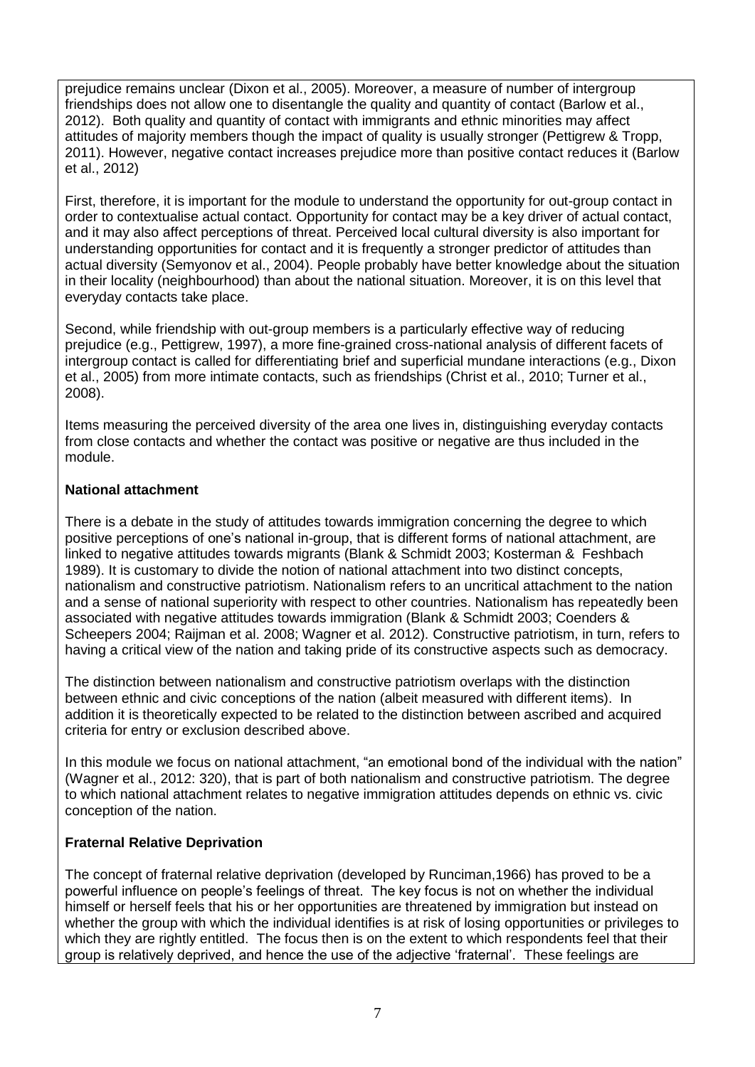prejudice remains unclear (Dixon et al., 2005). Moreover, a measure of number of intergroup friendships does not allow one to disentangle the quality and quantity of contact (Barlow et al., 2012). Both quality and quantity of contact with immigrants and ethnic minorities may affect attitudes of majority members though the impact of quality is usually stronger (Pettigrew & Tropp, 2011). However, negative contact increases prejudice more than positive contact reduces it (Barlow et al., 2012)

First, therefore, it is important for the module to understand the opportunity for out-group contact in order to contextualise actual contact. Opportunity for contact may be a key driver of actual contact, and it may also affect perceptions of threat. Perceived local cultural diversity is also important for understanding opportunities for contact and it is frequently a stronger predictor of attitudes than actual diversity (Semyonov et al., 2004). People probably have better knowledge about the situation in their locality (neighbourhood) than about the national situation. Moreover, it is on this level that everyday contacts take place.

Second, while friendship with out-group members is a particularly effective way of reducing prejudice (e.g., Pettigrew, 1997), a more fine-grained cross-national analysis of different facets of intergroup contact is called for differentiating brief and superficial mundane interactions (e.g., Dixon et al., 2005) from more intimate contacts, such as friendships (Christ et al., 2010; Turner et al., 2008).

Items measuring the perceived diversity of the area one lives in, distinguishing everyday contacts from close contacts and whether the contact was positive or negative are thus included in the module.

**National attachment**

There is a debate in the study of attitudes towards immigration concerning the degree to which positive perceptions of one's national in-group, that is different forms of national attachment, are linked to negative attitudes towards migrants (Blank & Schmidt 2003; Kosterman & Feshbach 1989). It is customary to divide the notion of national attachment into two distinct concepts, nationalism and constructive patriotism. Nationalism refers to an uncritical attachment to the nation and a sense of national superiority with respect to other countries. Nationalism has repeatedly been associated with negative attitudes towards immigration (Blank & Schmidt 2003; Coenders & Scheepers 2004; Raijman et al. 2008; Wagner et al. 2012). Constructive patriotism, in turn, refers to having a critical view of the nation and taking pride of its constructive aspects such as democracy.

The distinction between nationalism and constructive patriotism overlaps with the distinction between ethnic and civic conceptions of the nation (albeit measured with different items). In addition it is theoretically expected to be related to the distinction between ascribed and acquired criteria for entry or exclusion described above.

In this module we focus on national attachment, "an emotional bond of the individual with the nation" (Wagner et al., 2012: 320), that is part of both nationalism and constructive patriotism. The degree to which national attachment relates to negative immigration attitudes depends on ethnic vs. civic conception of the nation.

**Fraternal Relative Deprivation**

The concept of fraternal relative deprivation (developed by Runciman,1966) has proved to be a powerful influence on people's feelings of threat. The key focus is not on whether the individual himself or herself feels that his or her opportunities are threatened by immigration but instead on whether the group with which the individual identifies is at risk of losing opportunities or privileges to which they are rightly entitled. The focus then is on the extent to which respondents feel that their group is relatively deprived, and hence the use of the adjective 'fraternal'. These feelings are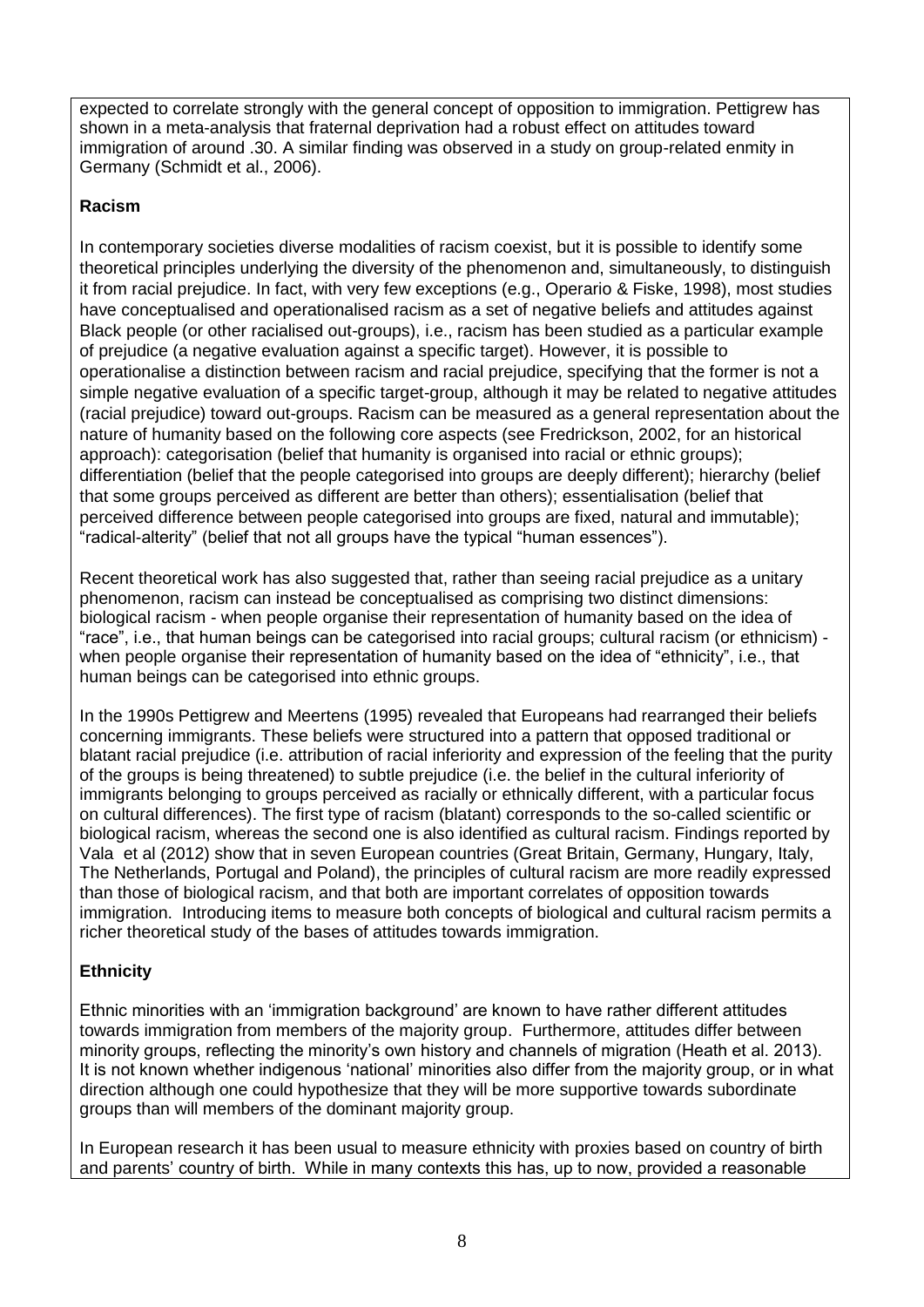expected to correlate strongly with the general concept of opposition to immigration. Pettigrew has shown in a meta-analysis that fraternal deprivation had a robust effect on attitudes toward immigration of around .30. A similar finding was observed in a study on group-related enmity in Germany (Schmidt et al., 2006).

**Racism**

In contemporary societies diverse modalities of racism coexist, but it is possible to identify some theoretical principles underlying the diversity of the phenomenon and, simultaneously, to distinguish it from racial prejudice. In fact, with very few exceptions (e.g., Operario & Fiske, 1998), most studies have conceptualised and operationalised racism as a set of negative beliefs and attitudes against Black people (or other racialised out-groups), i.e., racism has been studied as a particular example of prejudice (a negative evaluation against a specific target). However, it is possible to operationalise a distinction between racism and racial prejudice, specifying that the former is not a simple negative evaluation of a specific target-group, although it may be related to negative attitudes (racial prejudice) toward out-groups. Racism can be measured as a general representation about the nature of humanity based on the following core aspects (see Fredrickson, 2002, for an historical approach): categorisation (belief that humanity is organised into racial or ethnic groups); differentiation (belief that the people categorised into groups are deeply different); hierarchy (belief that some groups perceived as different are better than others); essentialisation (belief that perceived difference between people categorised into groups are fixed, natural and immutable); "radical-alterity" (belief that not all groups have the typical "human essences").

Recent theoretical work has also suggested that, rather than seeing racial prejudice as a unitary phenomenon, racism can instead be conceptualised as comprising two distinct dimensions: biological racism - when people organise their representation of humanity based on the idea of "race", i.e., that human beings can be categorised into racial groups; cultural racism (or ethnicism) - when people organise their representation of humanity based on the idea of "ethnicity", i.e., that human beings can be categorised into ethnic groups.

In the 1990s Pettigrew and Meertens (1995) revealed that Europeans had rearranged their beliefs concerning immigrants. These beliefs were structured into a pattern that opposed traditional or blatant racial prejudice (i.e. attribution of racial inferiority and expression of the feeling that the purity of the groups is being threatened) to subtle prejudice (i.e. the belief in the cultural inferiority of immigrants belonging to groups perceived as racially or ethnically different, with a particular focus on cultural differences). The first type of racism (blatant) corresponds to the so-called scientific or biological racism, whereas the second one is also identified as cultural racism. Findings reported by Vala et al (2012) show that in seven European countries (Great Britain, Germany, Hungary, Italy, The Netherlands, Portugal and Poland), the principles of cultural racism are more readily expressed than those of biological racism, and that both are important correlates of opposition towards immigration. Introducing items to measure both concepts of biological and cultural racism permits a richer theoretical study of the bases of attitudes towards immigration.

**Ethnicity**

Ethnic minorities with an 'immigration background' are known to have rather different attitudes towards immigration from members of the majority group. Furthermore, attitudes differ between minority groups, reflecting the minority's own history and channels of migration (Heath et al. 2013). It is not known whether indigenous 'national' minorities also differ from the majority group, or in what direction although one could hypothesize that they will be more supportive towards subordinate groups than will members of the dominant majority group.

In European research it has been usual to measure ethnicity with proxies based on country of birth and parents' country of birth. While in many contexts this has, up to now, provided a reasonable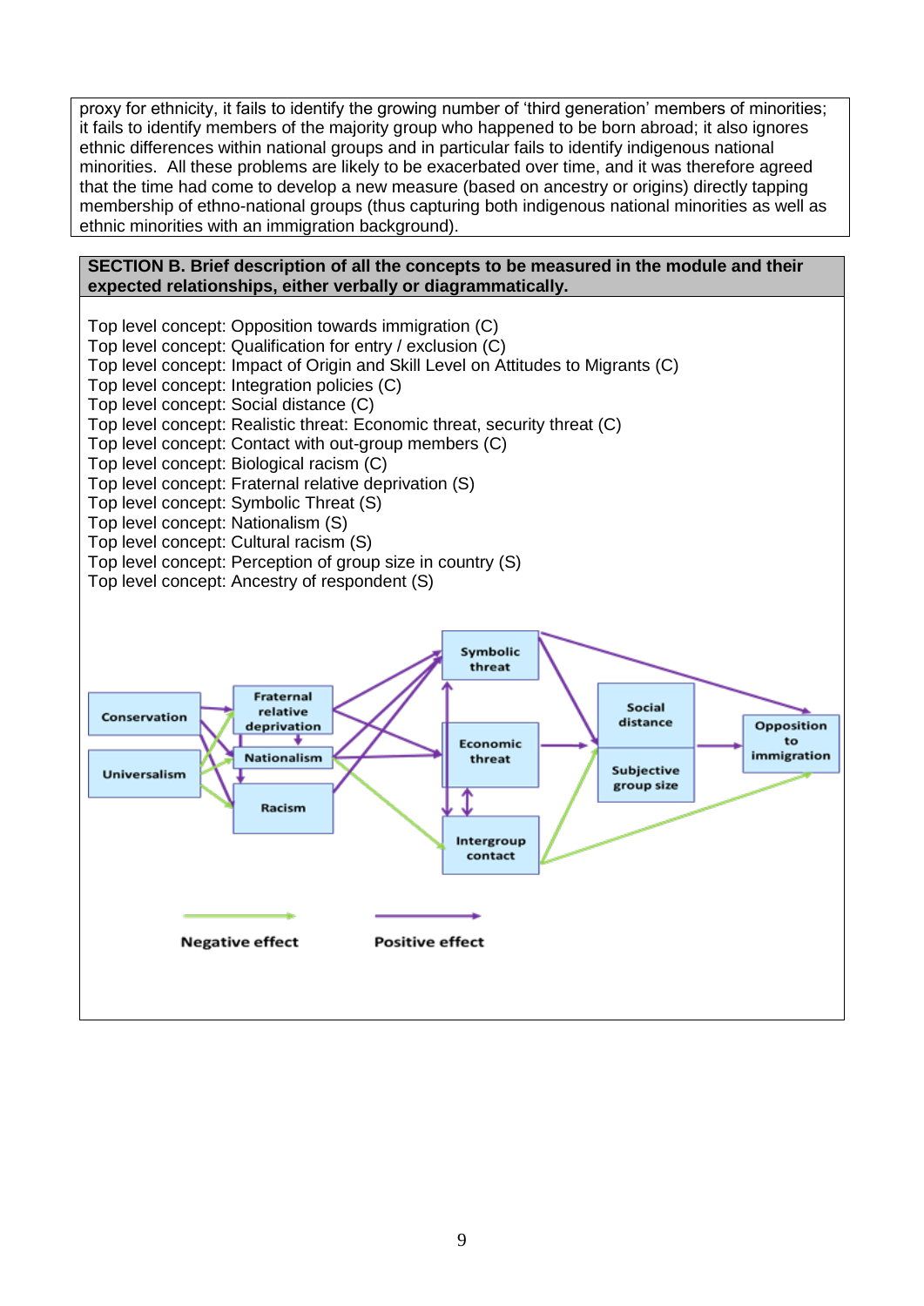proxy for ethnicity, it fails to identify the growing number of 'third generation' members of minorities; it fails to identify members of the majority group who happened to be born abroad; it also ignores ethnic differences within national groups and in particular fails to identify indigenous national minorities. All these problems are likely to be exacerbated over time, and it was therefore agreed that the time had come to develop a new measure (based on ancestry or origins) directly tapping membership of ethno-national groups (thus capturing both indigenous national minorities as well as ethnic minorities with an immigration background).

**SECTION B. Brief description of all the concepts to be measured in the module and their expected relationships, either verbally or diagrammatically.**

Top level concept: Opposition towards immigration (C)
Top level concept: Qualification for entry / exclusion (C)
Top level concept: Impact of Origin and Skill Level on Attitudes to Migrants (C)
Top level concept: Integration policies (C)
Top level concept: Social distance (C)
Top level concept: Realistic threat: Economic threat, security threat (C)
Top level concept: Contact with out-group members (C)
Top level concept: Biological racism (C)
Top level concept: Fraternal relative deprivation (S)
Top level concept: Symbolic Threat (S)
Top level concept: Nationalism (S)
Top level concept: Cultural racism (S)
Top level concept: Perception of group size in country (S)
Top level concept: Ancestry of respondent (S)

Conservation, Universalism, Fraternal relative deprivation, Nationalism, Racism, Symbolic threat, Economic threat, Intergroup contact, Social distance, Subjective group size, Opposition to immigration

Negative effect — Positive effect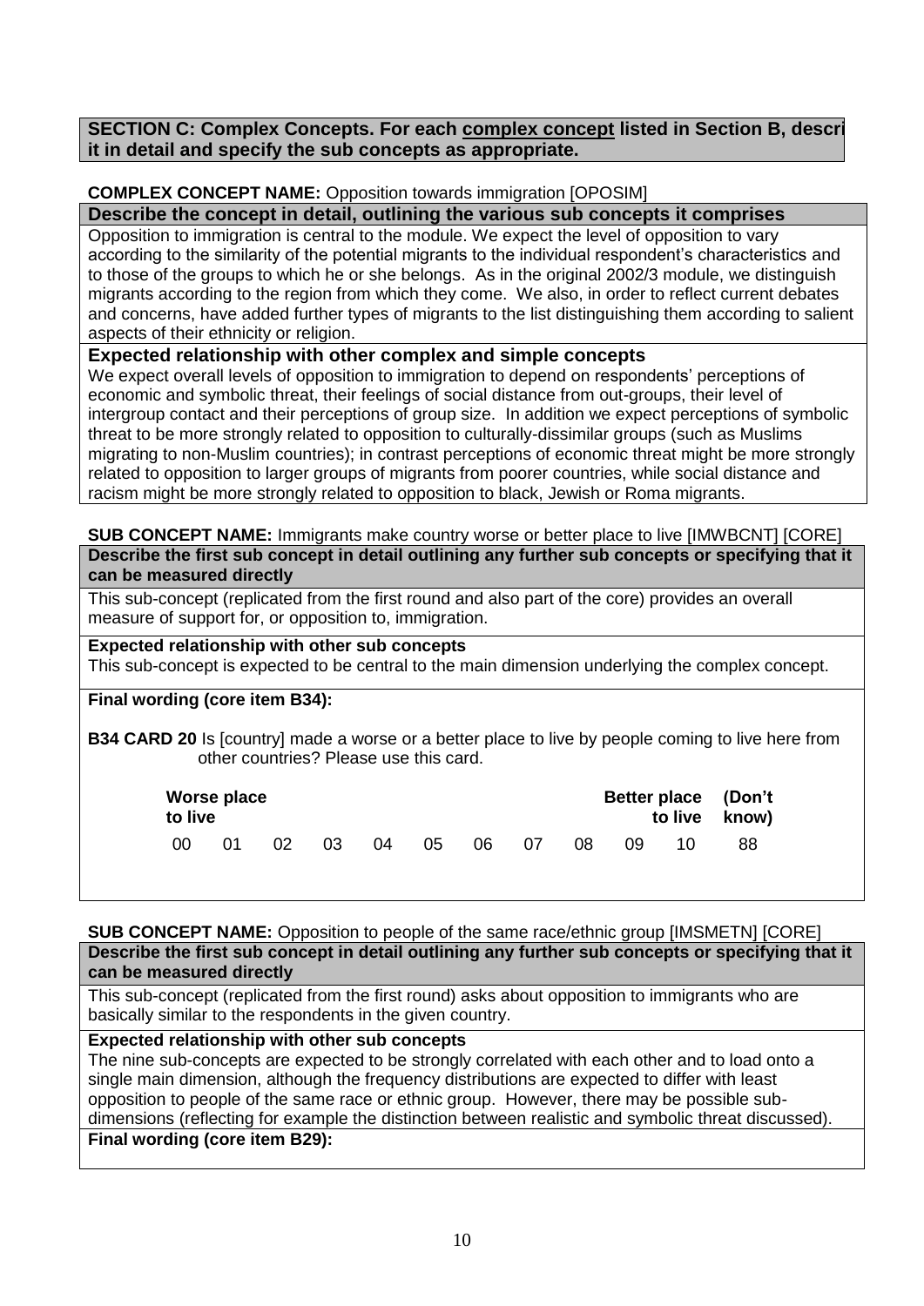**SECTION C: Complex Concepts. For each complex concept listed in Section B, descri it in detail and specify the sub concepts as appropriate.**

**COMPLEX CONCEPT NAME:** Opposition towards immigration [OPOSIM]

**Describe the concept in detail, outlining the various sub concepts it comprises**

Opposition to immigration is central to the module. We expect the level of opposition to vary according to the similarity of the potential migrants to the individual respondent's characteristics and to those of the groups to which he or she belongs. As in the original 2002/3 module, we distinguish migrants according to the region from which they come. We also, in order to reflect current debates and concerns, have added further types of migrants to the list distinguishing them according to salient aspects of their ethnicity or religion.

**Expected relationship with other complex and simple concepts**

We expect overall levels of opposition to immigration to depend on respondents' perceptions of economic and symbolic threat, their feelings of social distance from out-groups, their level of intergroup contact and their perceptions of group size. In addition we expect perceptions of symbolic threat to be more strongly related to opposition to culturally-dissimilar groups (such as Muslims migrating to non-Muslim countries); in contrast perceptions of economic threat might be more strongly related to opposition to larger groups of migrants from poorer countries, while social distance and racism might be more strongly related to opposition to black, Jewish or Roma migrants.

**SUB CONCEPT NAME:** Immigrants make country worse or better place to live [IMWBCNT] [CORE]

**Describe the first sub concept in detail outlining any further sub concepts or specifying that it can be measured directly**

This sub-concept (replicated from the first round and also part of the core) provides an overall measure of support for, or opposition to, immigration.

**Expected relationship with other sub concepts**

This sub-concept is expected to be central to the main dimension underlying the complex concept.

**Final wording (core item B34):**

**B34 CARD 20** Is [country] made a worse or a better place to live by people coming to live here from other countries? Please use this card.

| Worse place to live | | | | | | | | | | Better place to live | (Don't know) |
|---|---|---|---|---|---|---|---|---|---|---|---|
| 00 | 01 | 02 | 03 | 04 | 05 | 06 | 07 | 08 | 09 | 10 | 88 |

**SUB CONCEPT NAME:** Opposition to people of the same race/ethnic group [IMSMETN] [CORE]

**Describe the first sub concept in detail outlining any further sub concepts or specifying that it can be measured directly**

This sub-concept (replicated from the first round) asks about opposition to immigrants who are basically similar to the respondents in the given country.

**Expected relationship with other sub concepts**

The nine sub-concepts are expected to be strongly correlated with each other and to load onto a single main dimension, although the frequency distributions are expected to differ with least opposition to people of the same race or ethnic group. However, there may be possible sub-dimensions (reflecting for example the distinction between realistic and symbolic threat discussed).

**Final wording (core item B29):**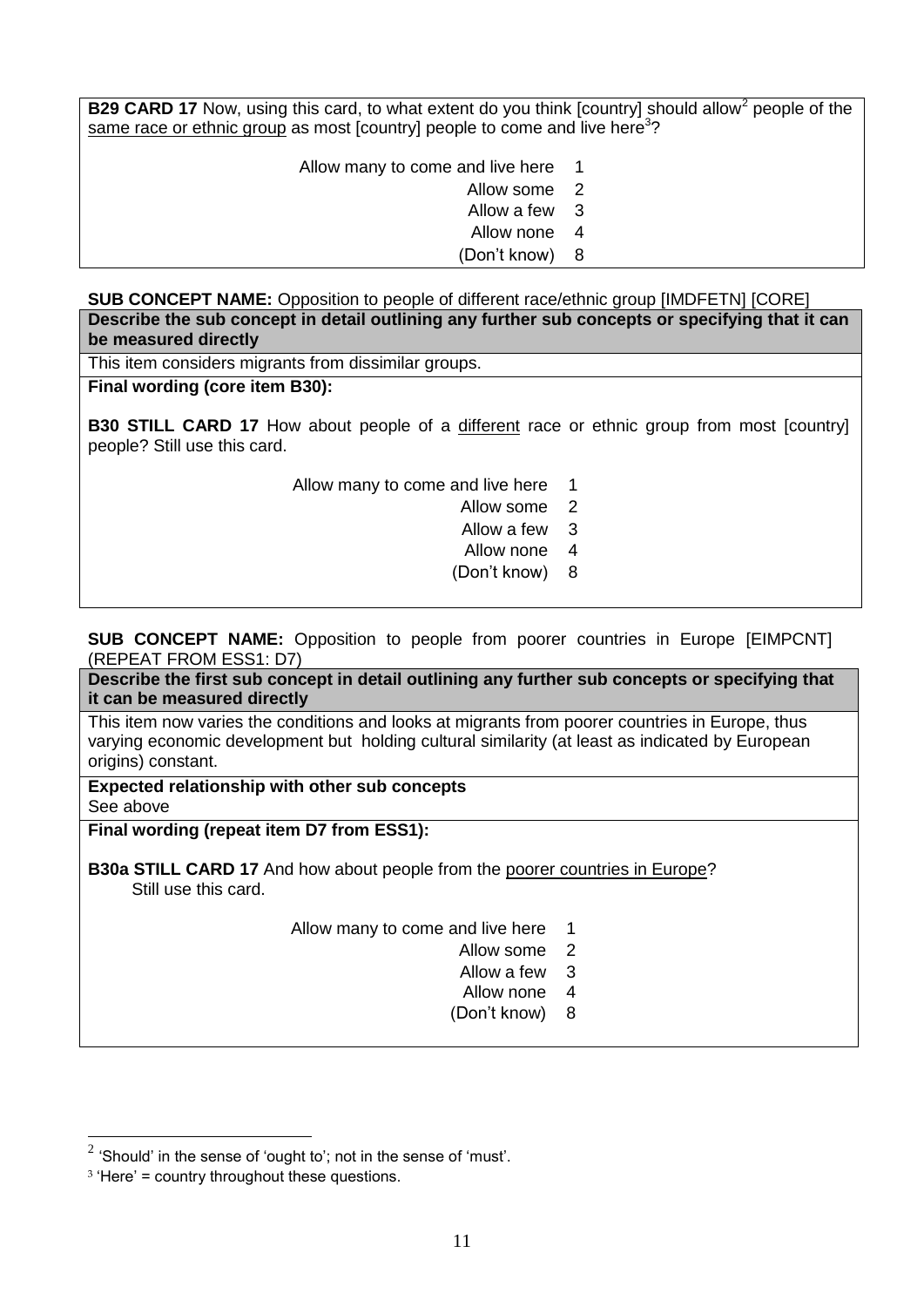**B29 CARD 17** Now, using this card, to what extent do you think [country] should allow[2] people of the same race or ethnic group as most [country] people to come and live here[3]?

| | |
|---|---|
| Allow many to come and live here | 1 |
| Allow some | 2 |
| Allow a few | 3 |
| Allow none | 4 |
| (Don't know) | 8 |

**SUB CONCEPT NAME:** Opposition to people of different race/ethnic group [IMDFETN] [CORE]

**Describe the sub concept in detail outlining any further sub concepts or specifying that it can be measured directly**

This item considers migrants from dissimilar groups.

**Final wording (core item B30):**

**B30 STILL CARD 17** How about people of a different race or ethnic group from most [country] people? Still use this card.

| | |
|---|---|
| Allow many to come and live here | 1 |
| Allow some | 2 |
| Allow a few | 3 |
| Allow none | 4 |
| (Don't know) | 8 |

**SUB CONCEPT NAME:** Opposition to people from poorer countries in Europe [EIMPCNT] (REPEAT FROM ESS1: D7)

**Describe the first sub concept in detail outlining any further sub concepts or specifying that it can be measured directly**

This item now varies the conditions and looks at migrants from poorer countries in Europe, thus varying economic development but holding cultural similarity (at least as indicated by European origins) constant.

**Expected relationship with other sub concepts**

See above

**Final wording (repeat item D7 from ESS1):**

**B30a STILL CARD 17** And how about people from the poorer countries in Europe? Still use this card.

| | |
|---|---|
| Allow many to come and live here | 1 |
| Allow some | 2 |
| Allow a few | 3 |
| Allow none | 4 |
| (Don't know) | 8 |

---

[2] 'Should' in the sense of 'ought to'; not in the sense of 'must'.

[3] 'Here' = country throughout these questions.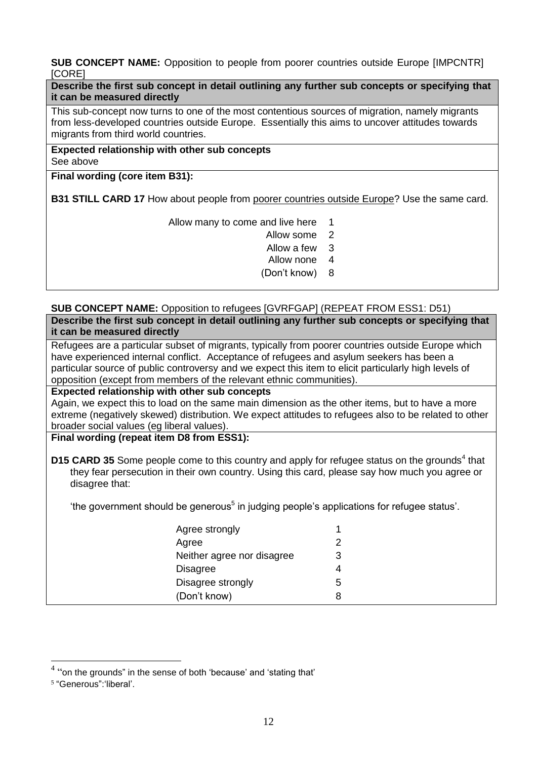**SUB CONCEPT NAME:** Opposition to people from poorer countries outside Europe [IMPCNTR] [CORE]

**Describe the first sub concept in detail outlining any further sub concepts or specifying that it can be measured directly**

This sub-concept now turns to one of the most contentious sources of migration, namely migrants from less-developed countries outside Europe. Essentially this aims to uncover attitudes towards migrants from third world countries.

**Expected relationship with other sub concepts**

See above

**Final wording (core item B31):**

**B31 STILL CARD 17** How about people from poorer countries outside Europe? Use the same card.

| | |
|---|---|
| Allow many to come and live here | 1 |
| Allow some | 2 |
| Allow a few | 3 |
| Allow none | 4 |
| (Don't know) | 8 |

**SUB CONCEPT NAME:** Opposition to refugees [GVRFGAP] (REPEAT FROM ESS1: D51)

**Describe the first sub concept in detail outlining any further sub concepts or specifying that it can be measured directly**

Refugees are a particular subset of migrants, typically from poorer countries outside Europe which have experienced internal conflict. Acceptance of refugees and asylum seekers has been a particular source of public controversy and we expect this item to elicit particularly high levels of opposition (except from members of the relevant ethnic communities).

**Expected relationship with other sub concepts**

Again, we expect this to load on the same main dimension as the other items, but to have a more extreme (negatively skewed) distribution. We expect attitudes to refugees also to be related to other broader social values (eg liberal values).

**Final wording (repeat item D8 from ESS1):**

**D15 CARD 35** Some people come to this country and apply for refugee status on the grounds[4] that they fear persecution in their own country. Using this card, please say how much you agree or disagree that:

'the government should be generous[5] in judging people's applications for refugee status'.

| | |
|---|---|
| Agree strongly | 1 |
| Agree | 2 |
| Neither agree nor disagree | 3 |
| Disagree | 4 |
| Disagree strongly | 5 |
| (Don't know) | 8 |

[4] "on the grounds" in the sense of both 'because' and 'stating that'

[5] "Generous":'liberal'.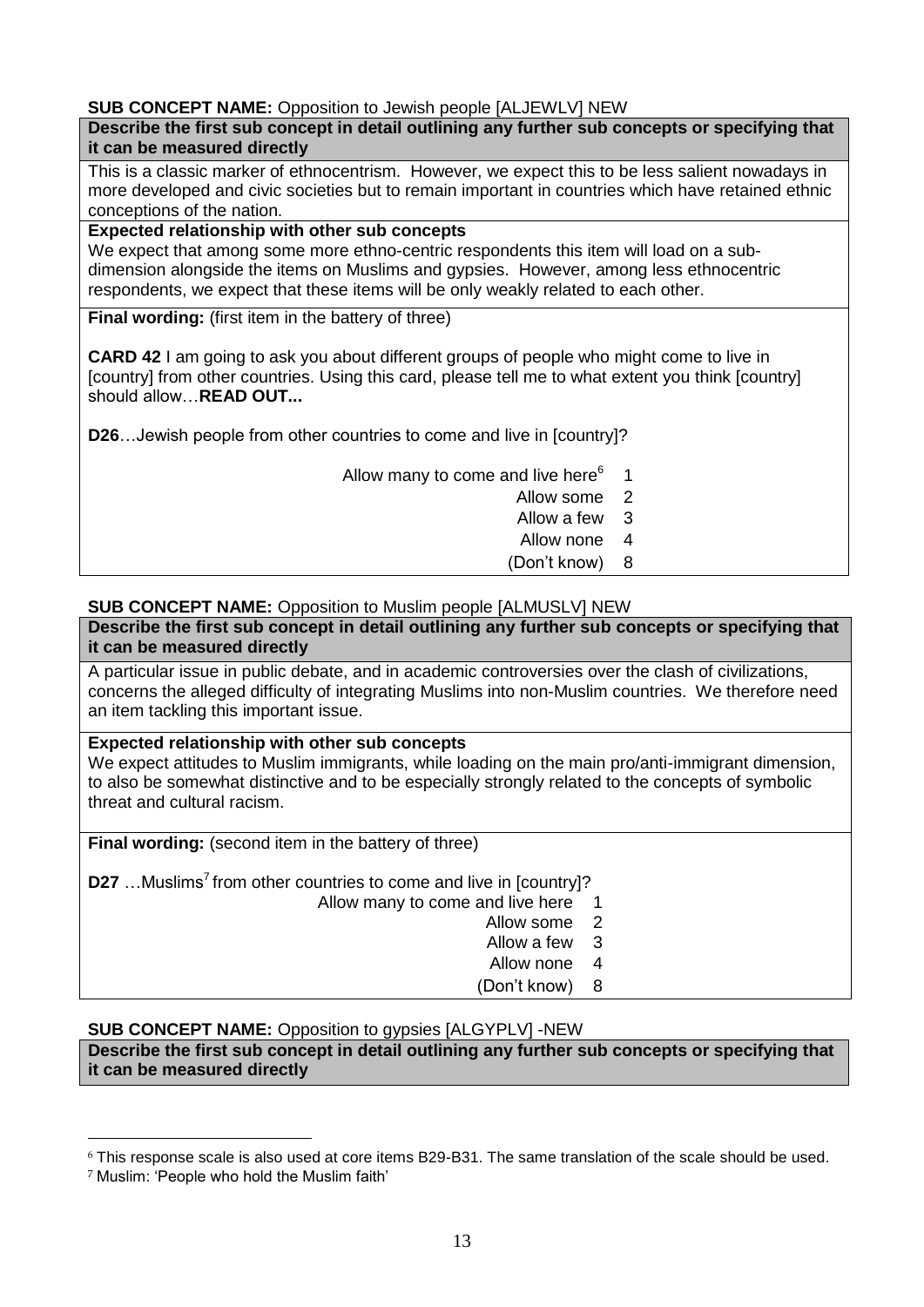**SUB CONCEPT NAME:** Opposition to Jewish people [ALJEWLV] NEW

**Describe the first sub concept in detail outlining any further sub concepts or specifying that it can be measured directly**

This is a classic marker of ethnocentrism. However, we expect this to be less salient nowadays in more developed and civic societies but to remain important in countries which have retained ethnic conceptions of the nation.

**Expected relationship with other sub concepts**

We expect that among some more ethno-centric respondents this item will load on a sub-dimension alongside the items on Muslims and gypsies. However, among less ethnocentric respondents, we expect that these items will be only weakly related to each other.

**Final wording:** (first item in the battery of three)

**CARD 42** I am going to ask you about different groups of people who might come to live in [country] from other countries. Using this card, please tell me to what extent you think [country] should allow…**READ OUT...**

**D26**…Jewish people from other countries to come and live in [country]?

| | |
|---|---|
| Allow many to come and live here[6] | 1 |
| Allow some | 2 |
| Allow a few | 3 |
| Allow none | 4 |
| (Don't know) | 8 |

**SUB CONCEPT NAME:** Opposition to Muslim people [ALMUSLV] NEW

**Describe the first sub concept in detail outlining any further sub concepts or specifying that it can be measured directly**

A particular issue in public debate, and in academic controversies over the clash of civilizations, concerns the alleged difficulty of integrating Muslims into non-Muslim countries. We therefore need an item tackling this important issue.

**Expected relationship with other sub concepts**

We expect attitudes to Muslim immigrants, while loading on the main pro/anti-immigrant dimension, to also be somewhat distinctive and to be especially strongly related to the concepts of symbolic threat and cultural racism.

**Final wording:** (second item in the battery of three)

**D27** …Muslims[7] from other countries to come and live in [country]?

| | |
|---|---|
| Allow many to come and live here | 1 |
| Allow some | 2 |
| Allow a few | 3 |
| Allow none | 4 |
| (Don't know) | 8 |

**SUB CONCEPT NAME:** Opposition to gypsies [ALGYPLV] -NEW

**Describe the first sub concept in detail outlining any further sub concepts or specifying that it can be measured directly**

---

[6] This response scale is also used at core items B29-B31. The same translation of the scale should be used.

[7] Muslim: 'People who hold the Muslim faith'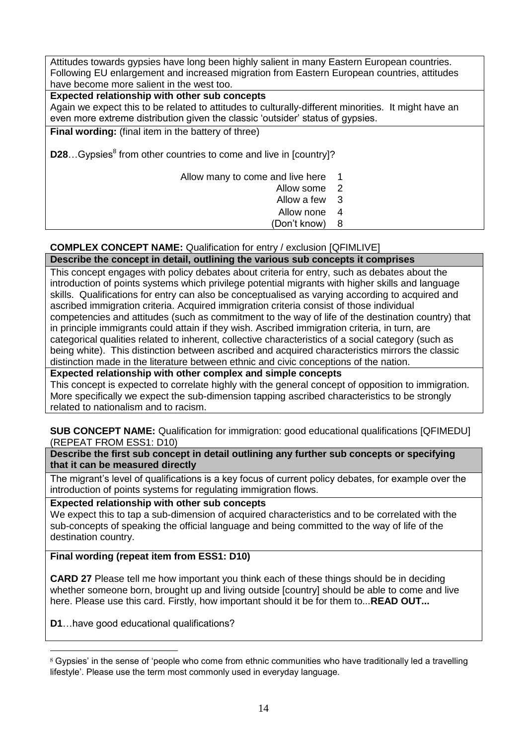Attitudes towards gypsies have long been highly salient in many Eastern European countries. Following EU enlargement and increased migration from Eastern European countries, attitudes have become more salient in the west too.

**Expected relationship with other sub concepts**

Again we expect this to be related to attitudes to culturally-different minorities. It might have an even more extreme distribution given the classic 'outsider' status of gypsies.

**Final wording:** (final item in the battery of three)

**D28**…Gypsies[8] from other countries to come and live in [country]?

| | |
|---|---|
| Allow many to come and live here | 1 |
| Allow some | 2 |
| Allow a few | 3 |
| Allow none | 4 |
| (Don't know) | 8 |

**COMPLEX CONCEPT NAME:** Qualification for entry / exclusion [QFIMLIVE]

**Describe the concept in detail, outlining the various sub concepts it comprises**

This concept engages with policy debates about criteria for entry, such as debates about the introduction of points systems which privilege potential migrants with higher skills and language skills. Qualifications for entry can also be conceptualised as varying according to acquired and ascribed immigration criteria. Acquired immigration criteria consist of those individual competencies and attitudes (such as commitment to the way of life of the destination country) that in principle immigrants could attain if they wish. Ascribed immigration criteria, in turn, are categorical qualities related to inherent, collective characteristics of a social category (such as being white). This distinction between ascribed and acquired characteristics mirrors the classic distinction made in the literature between ethnic and civic conceptions of the nation.

**Expected relationship with other complex and simple concepts**

This concept is expected to correlate highly with the general concept of opposition to immigration. More specifically we expect the sub-dimension tapping ascribed characteristics to be strongly related to nationalism and to racism.

**SUB CONCEPT NAME:** Qualification for immigration: good educational qualifications [QFIMEDU] (REPEAT FROM ESS1: D10)

**Describe the first sub concept in detail outlining any further sub concepts or specifying that it can be measured directly**

The migrant's level of qualifications is a key focus of current policy debates, for example over the introduction of points systems for regulating immigration flows.

**Expected relationship with other sub concepts**

We expect this to tap a sub-dimension of acquired characteristics and to be correlated with the sub-concepts of speaking the official language and being committed to the way of life of the destination country.

**Final wording (repeat item from ESS1: D10)**

**CARD 27** Please tell me how important you think each of these things should be in deciding whether someone born, brought up and living outside [country] should be able to come and live here. Please use this card. Firstly, how important should it be for them to...**READ OUT...**

**D1**…have good educational qualifications?

---

[8] Gypsies' in the sense of 'people who come from ethnic communities who have traditionally led a travelling lifestyle'. Please use the term most commonly used in everyday language.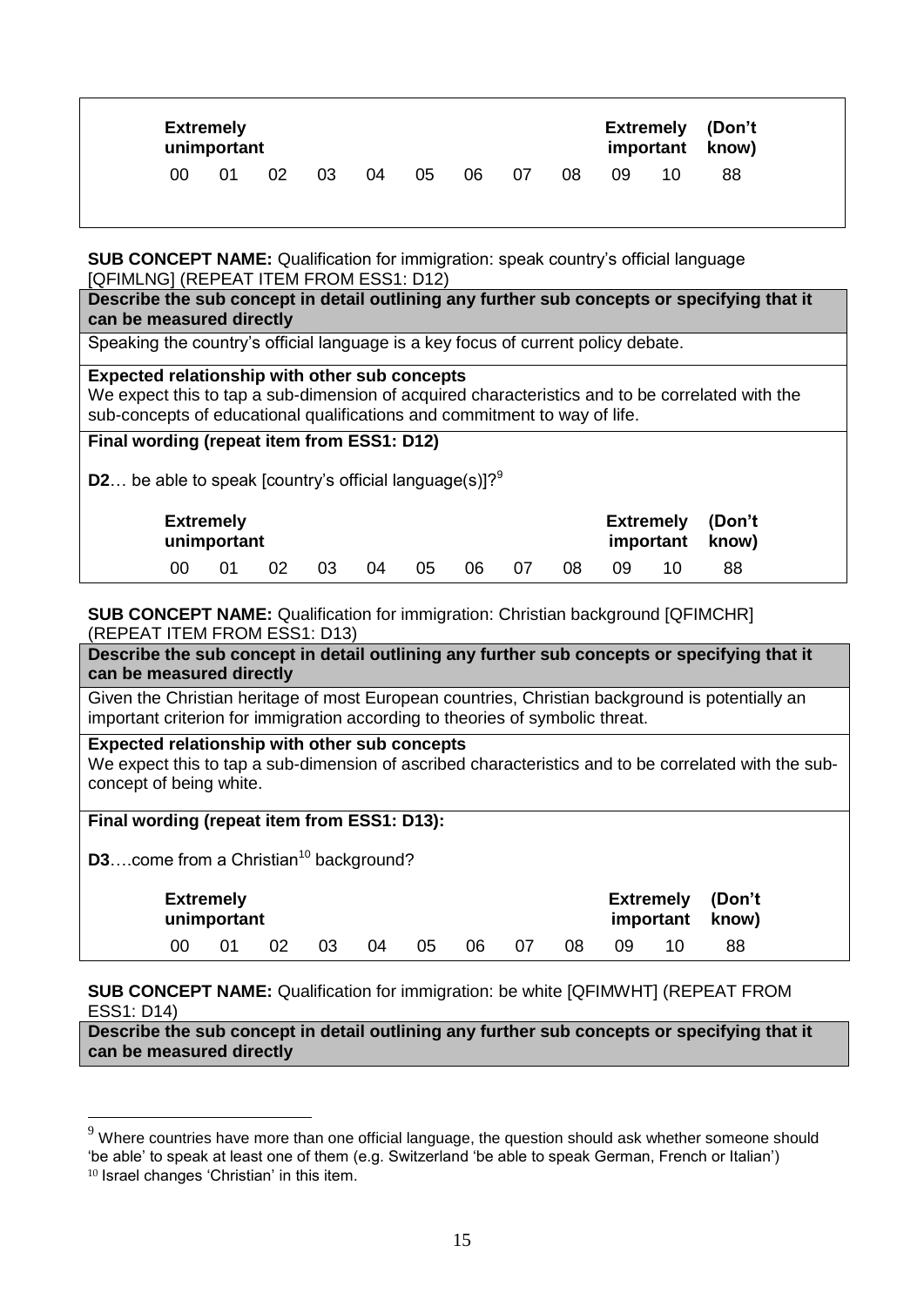| Extremely unimportant | | | | | | | | | | Extremely important | (Don't know) |
|---|---|---|---|---|---|---|---|---|---|---|---|
| 00 | 01 | 02 | 03 | 04 | 05 | 06 | 07 | 08 | 09 | 10 | 88 |

**SUB CONCEPT NAME:** Qualification for immigration: speak country's official language [QFIMLNG] (REPEAT ITEM FROM ESS1: D12)

**Describe the sub concept in detail outlining any further sub concepts or specifying that it can be measured directly**

Speaking the country's official language is a key focus of current policy debate.

**Expected relationship with other sub concepts**

We expect this to tap a sub-dimension of acquired characteristics and to be correlated with the sub-concepts of educational qualifications and commitment to way of life.

**Final wording (repeat item from ESS1: D12)**

**D2**… be able to speak [country's official language(s)]?[9]

| Extremely unimportant | | | | | | | | | | Extremely important | (Don't know) |
|---|---|---|---|---|---|---|---|---|---|---|---|
| 00 | 01 | 02 | 03 | 04 | 05 | 06 | 07 | 08 | 09 | 10 | 88 |

**SUB CONCEPT NAME:** Qualification for immigration: Christian background [QFIMCHR] (REPEAT ITEM FROM ESS1: D13)

**Describe the sub concept in detail outlining any further sub concepts or specifying that it can be measured directly**

Given the Christian heritage of most European countries, Christian background is potentially an important criterion for immigration according to theories of symbolic threat.

**Expected relationship with other sub concepts**

We expect this to tap a sub-dimension of ascribed characteristics and to be correlated with the sub-concept of being white.

**Final wording (repeat item from ESS1: D13):**

**D3**….come from a Christian[10] background?

| Extremely unimportant | | | | | | | | | | Extremely important | (Don't know) |
|---|---|---|---|---|---|---|---|---|---|---|---|
| 00 | 01 | 02 | 03 | 04 | 05 | 06 | 07 | 08 | 09 | 10 | 88 |

**SUB CONCEPT NAME:** Qualification for immigration: be white [QFIMWHT] (REPEAT FROM ESS1: D14)

**Describe the sub concept in detail outlining any further sub concepts or specifying that it can be measured directly**

---

[9] Where countries have more than one official language, the question should ask whether someone should 'be able' to speak at least one of them (e.g. Switzerland 'be able to speak German, French or Italian')

[10] Israel changes 'Christian' in this item.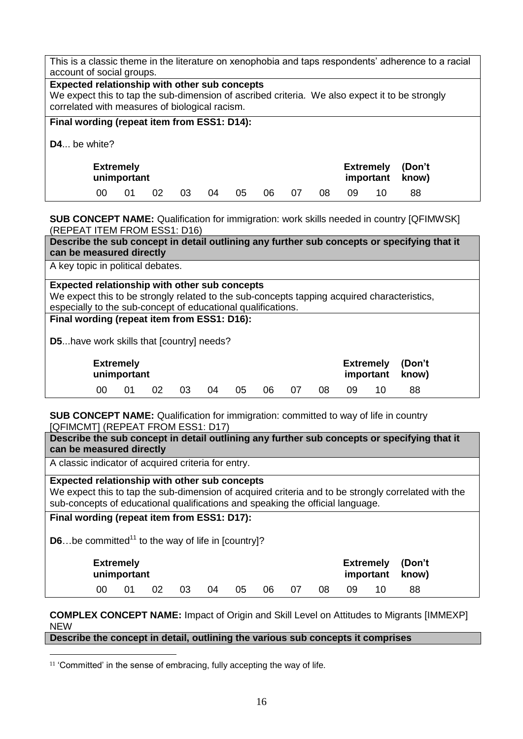This is a classic theme in the literature on xenophobia and taps respondents' adherence to a racial account of social groups.

**Expected relationship with other sub concepts**

We expect this to tap the sub-dimension of ascribed criteria. We also expect it to be strongly correlated with measures of biological racism.

**Final wording (repeat item from ESS1: D14):**

**D4**... be white?

| Extremely unimportant | | | | | | | | | | Extremely important | (Don't know) |
|---|---|---|---|---|---|---|---|---|---|---|---|
| 00 | 01 | 02 | 03 | 04 | 05 | 06 | 07 | 08 | 09 | 10 | 88 |

**SUB CONCEPT NAME:** Qualification for immigration: work skills needed in country [QFIMWSK] (REPEAT ITEM FROM ESS1: D16)

**Describe the sub concept in detail outlining any further sub concepts or specifying that it can be measured directly**

A key topic in political debates.

**Expected relationship with other sub concepts**

We expect this to be strongly related to the sub-concepts tapping acquired characteristics, especially to the sub-concept of educational qualifications.

**Final wording (repeat item from ESS1: D16):**

**D5**...have work skills that [country] needs?

| Extremely unimportant | | | | | | | | | | Extremely important | (Don't know) |
|---|---|---|---|---|---|---|---|---|---|---|---|
| 00 | 01 | 02 | 03 | 04 | 05 | 06 | 07 | 08 | 09 | 10 | 88 |

**SUB CONCEPT NAME:** Qualification for immigration: committed to way of life in country [QFIMCMT] (REPEAT FROM ESS1: D17)

**Describe the sub concept in detail outlining any further sub concepts or specifying that it can be measured directly**

A classic indicator of acquired criteria for entry.

**Expected relationship with other sub concepts**

We expect this to tap the sub-dimension of acquired criteria and to be strongly correlated with the sub-concepts of educational qualifications and speaking the official language.

**Final wording (repeat item from ESS1: D17):**

**D6**…be committed[11] to the way of life in [country]?

| Extremely unimportant | | | | | | | | | | Extremely important | (Don't know) |
|---|---|---|---|---|---|---|---|---|---|---|---|
| 00 | 01 | 02 | 03 | 04 | 05 | 06 | 07 | 08 | 09 | 10 | 88 |

**COMPLEX CONCEPT NAME:** Impact of Origin and Skill Level on Attitudes to Migrants [IMMEXP] NEW

**Describe the concept in detail, outlining the various sub concepts it comprises**

---

[11] 'Committed' in the sense of embracing, fully accepting the way of life.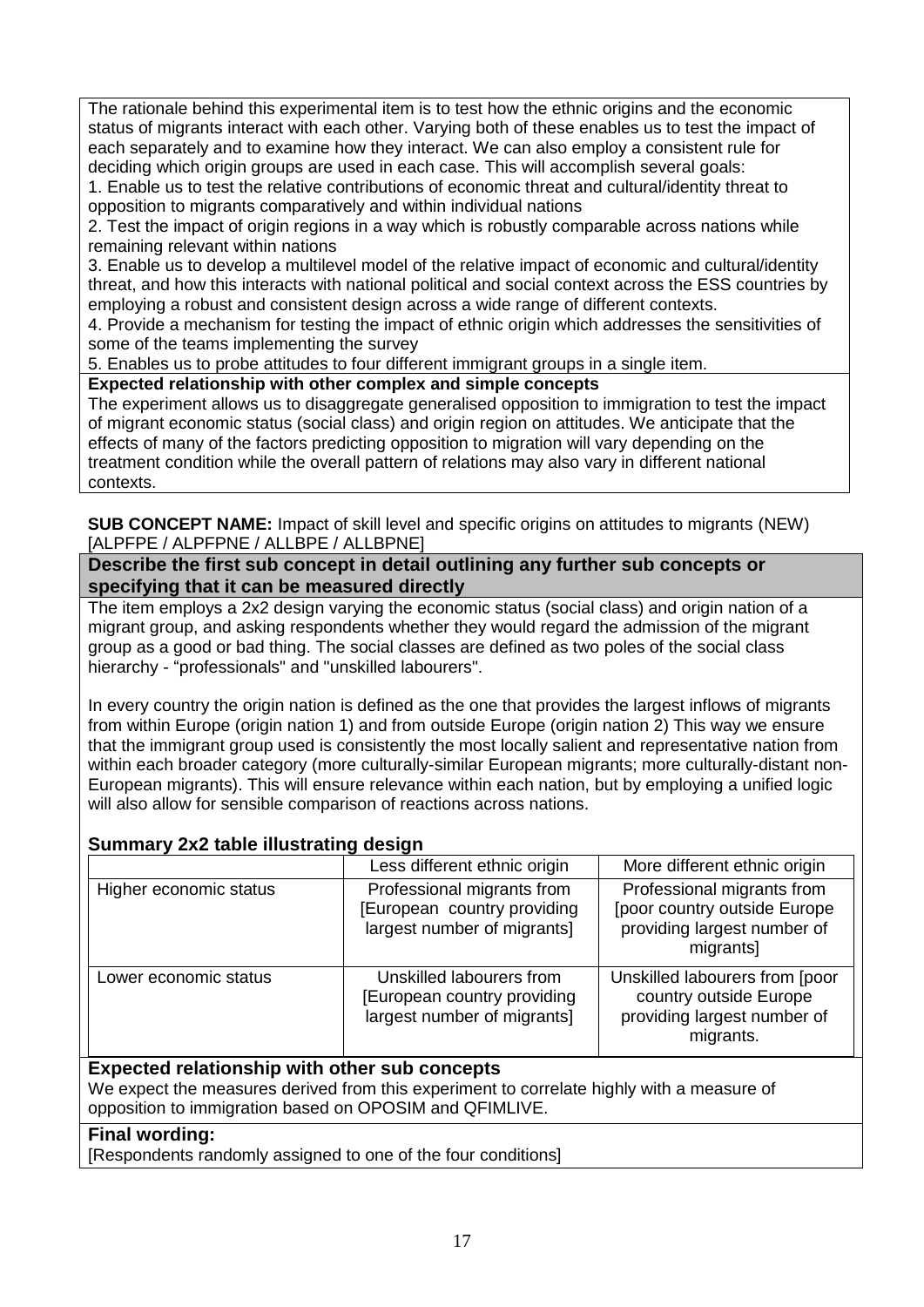The rationale behind this experimental item is to test how the ethnic origins and the economic status of migrants interact with each other. Varying both of these enables us to test the impact of each separately and to examine how they interact. We can also employ a consistent rule for deciding which origin groups are used in each case. This will accomplish several goals:

1. Enable us to test the relative contributions of economic threat and cultural/identity threat to opposition to migrants comparatively and within individual nations
2. Test the impact of origin regions in a way which is robustly comparable across nations while remaining relevant within nations
3. Enable us to develop a multilevel model of the relative impact of economic and cultural/identity threat, and how this interacts with national political and social context across the ESS countries by employing a robust and consistent design across a wide range of different contexts.
4. Provide a mechanism for testing the impact of ethnic origin which addresses the sensitivities of some of the teams implementing the survey
5. Enables us to probe attitudes to four different immigrant groups in a single item.

**Expected relationship with other complex and simple concepts**

The experiment allows us to disaggregate generalised opposition to immigration to test the impact of migrant economic status (social class) and origin region on attitudes. We anticipate that the effects of many of the factors predicting opposition to migration will vary depending on the treatment condition while the overall pattern of relations may also vary in different national contexts.

**SUB CONCEPT NAME:** Impact of skill level and specific origins on attitudes to migrants (NEW) [ALPFPE / ALPFPNE / ALLBPE / ALLBPNE]

**Describe the first sub concept in detail outlining any further sub concepts or specifying that it can be measured directly**

The item employs a 2x2 design varying the economic status (social class) and origin nation of a migrant group, and asking respondents whether they would regard the admission of the migrant group as a good or bad thing. The social classes are defined as two poles of the social class hierarchy - "professionals" and "unskilled labourers".

In every country the origin nation is defined as the one that provides the largest inflows of migrants from within Europe (origin nation 1) and from outside Europe (origin nation 2) This way we ensure that the immigrant group used is consistently the most locally salient and representative nation from within each broader category (more culturally-similar European migrants; more culturally-distant non-European migrants). This will ensure relevance within each nation, but by employing a unified logic will also allow for sensible comparison of reactions across nations.

## Summary 2x2 table illustrating design

| | Less different ethnic origin | More different ethnic origin |
|---|---|---|
| Higher economic status | Professional migrants from [European country providing largest number of migrants] | Professional migrants from [poor country outside Europe providing largest number of migrants] |
| Lower economic status | Unskilled labourers from [European country providing largest number of migrants] | Unskilled labourers from [poor country outside Europe providing largest number of migrants. |

**Expected relationship with other sub concepts**

We expect the measures derived from this experiment to correlate highly with a measure of opposition to immigration based on OPOSIM and QFIMLIVE.

**Final wording:**

[Respondents randomly assigned to one of the four conditions]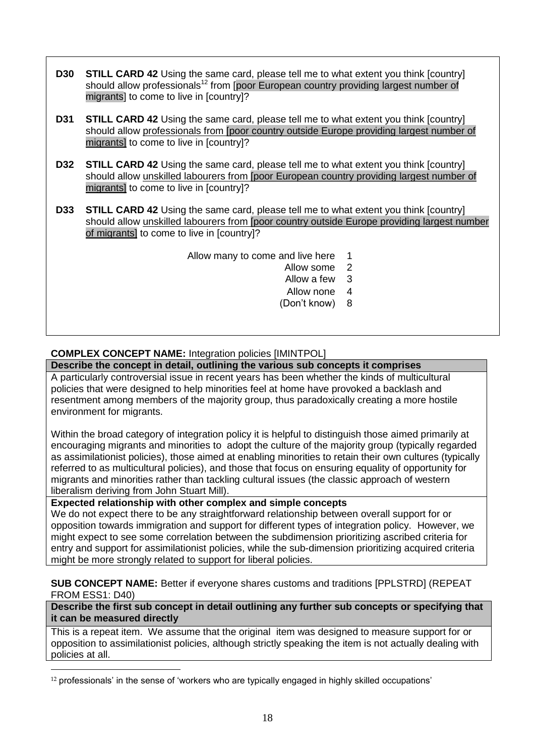**D30** **STILL CARD 42** Using the same card, please tell me to what extent you think [country] should allow professionals[12] from [poor European country providing largest number of migrants] to come to live in [country]?

**D31** **STILL CARD 42** Using the same card, please tell me to what extent you think [country] should allow professionals from [poor country outside Europe providing largest number of migrants] to come to live in [country]?

**D32** **STILL CARD 42** Using the same card, please tell me to what extent you think [country] should allow unskilled labourers from [poor European country providing largest number of migrants] to come to live in [country]?

**D33** **STILL CARD 42** Using the same card, please tell me to what extent you think [country] should allow unskilled labourers from [poor country outside Europe providing largest number of migrants] to come to live in [country]?

| | |
|---|---|
| Allow many to come and live here | 1 |
| Allow some | 2 |
| Allow a few | 3 |
| Allow none | 4 |
| (Don't know) | 8 |

**COMPLEX CONCEPT NAME:** Integration policies [IMINTPOL]

**Describe the concept in detail, outlining the various sub concepts it comprises**

A particularly controversial issue in recent years has been whether the kinds of multicultural policies that were designed to help minorities feel at home have provoked a backlash and resentment among members of the majority group, thus paradoxically creating a more hostile environment for migrants.

Within the broad category of integration policy it is helpful to distinguish those aimed primarily at encouraging migrants and minorities to adopt the culture of the majority group (typically regarded as assimilationist policies), those aimed at enabling minorities to retain their own cultures (typically referred to as multicultural policies), and those that focus on ensuring equality of opportunity for migrants and minorities rather than tackling cultural issues (the classic approach of western liberalism deriving from John Stuart Mill).

**Expected relationship with other complex and simple concepts**

We do not expect there to be any straightforward relationship between overall support for or opposition towards immigration and support for different types of integration policy. However, we might expect to see some correlation between the subdimension prioritizing ascribed criteria for entry and support for assimilationist policies, while the sub-dimension prioritizing acquired criteria might be more strongly related to support for liberal policies.

**SUB CONCEPT NAME:** Better if everyone shares customs and traditions [PPLSTRD] (REPEAT FROM ESS1: D40)

**Describe the first sub concept in detail outlining any further sub concepts or specifying that it can be measured directly**

This is a repeat item. We assume that the original item was designed to measure support for or opposition to assimilationist policies, although strictly speaking the item is not actually dealing with policies at all.

[12] professionals' in the sense of 'workers who are typically engaged in highly skilled occupations'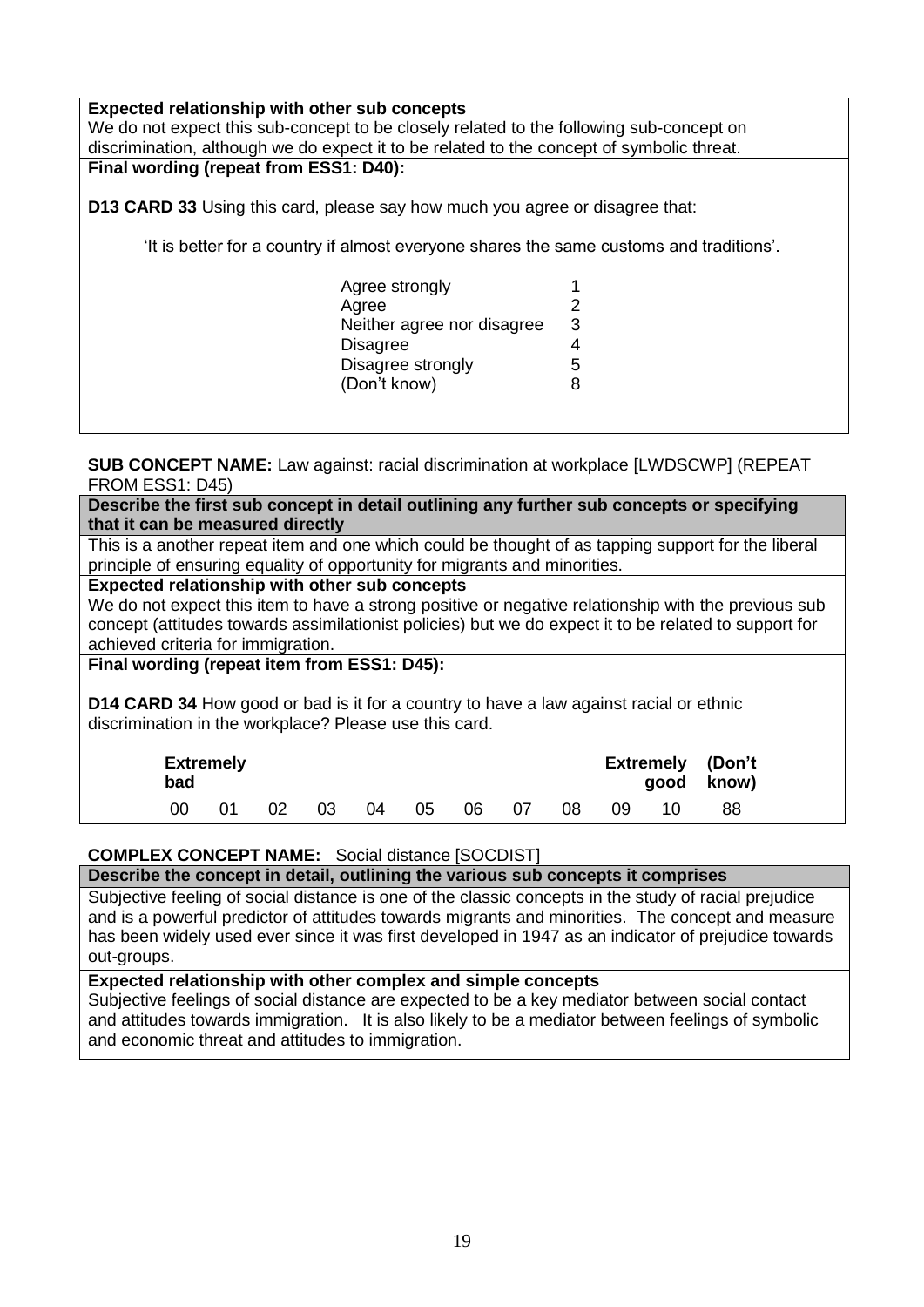**Expected relationship with other sub concepts**

We do not expect this sub-concept to be closely related to the following sub-concept on discrimination, although we do expect it to be related to the concept of symbolic threat.

**Final wording (repeat from ESS1: D40):**

**D13 CARD 33** Using this card, please say how much you agree or disagree that:

'It is better for a country if almost everyone shares the same customs and traditions'.

| | |
|---|---|
| Agree strongly | 1 |
| Agree | 2 |
| Neither agree nor disagree | 3 |
| Disagree | 4 |
| Disagree strongly | 5 |
| (Don't know) | 8 |

**SUB CONCEPT NAME:** Law against: racial discrimination at workplace [LWDSCWP] (REPEAT FROM ESS1: D45)

**Describe the first sub concept in detail outlining any further sub concepts or specifying that it can be measured directly**

This is a another repeat item and one which could be thought of as tapping support for the liberal principle of ensuring equality of opportunity for migrants and minorities.

**Expected relationship with other sub concepts**

We do not expect this item to have a strong positive or negative relationship with the previous sub concept (attitudes towards assimilationist policies) but we do expect it to be related to support for achieved criteria for immigration.

**Final wording (repeat item from ESS1: D45):**

**D14 CARD 34** How good or bad is it for a country to have a law against racial or ethnic discrimination in the workplace? Please use this card.

| Extremely bad | | | | | | | | | | Extremely good | (Don't know) |
|---|---|---|---|---|---|---|---|---|---|---|---|
| 00 | 01 | 02 | 03 | 04 | 05 | 06 | 07 | 08 | 09 | 10 | 88 |

**COMPLEX CONCEPT NAME:** Social distance [SOCDIST]

**Describe the concept in detail, outlining the various sub concepts it comprises**

Subjective feeling of social distance is one of the classic concepts in the study of racial prejudice and is a powerful predictor of attitudes towards migrants and minorities. The concept and measure has been widely used ever since it was first developed in 1947 as an indicator of prejudice towards out-groups.

**Expected relationship with other complex and simple concepts**

Subjective feelings of social distance are expected to be a key mediator between social contact and attitudes towards immigration. It is also likely to be a mediator between feelings of symbolic and economic threat and attitudes to immigration.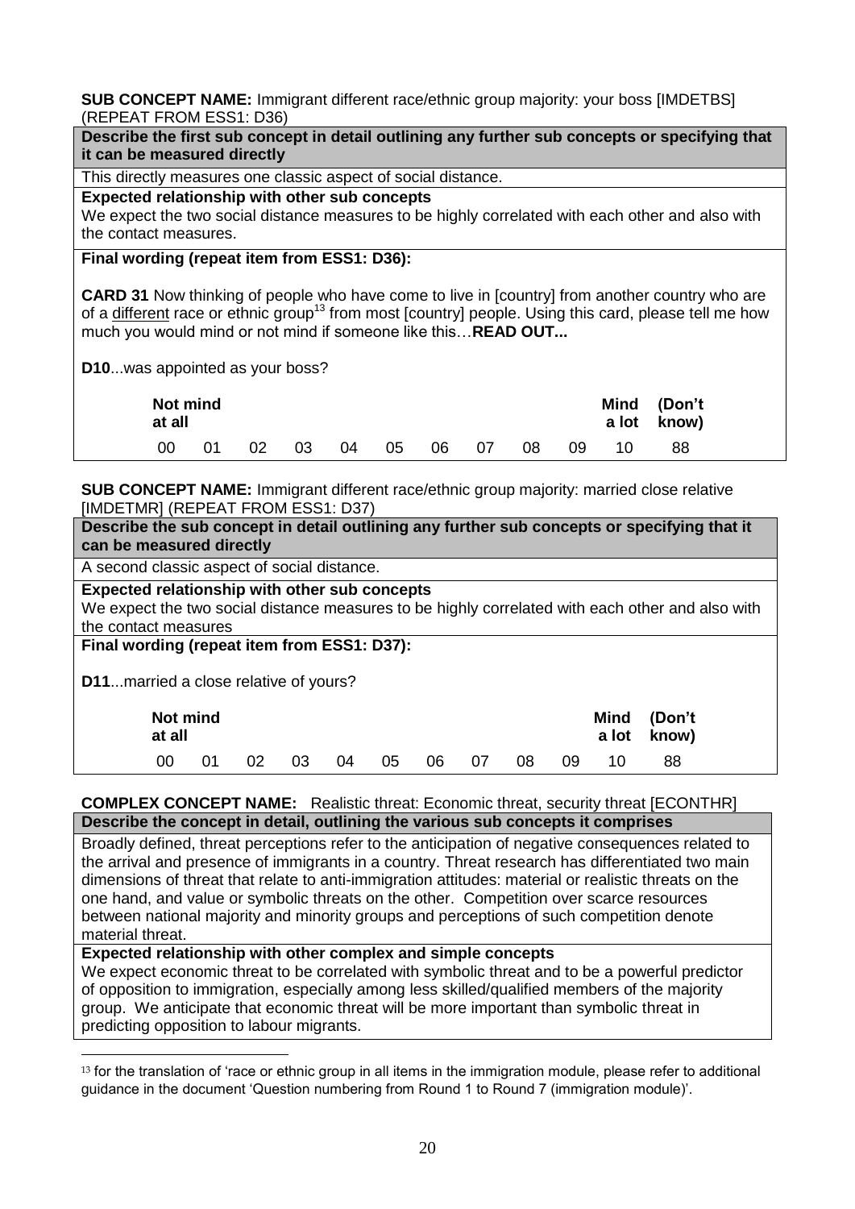**SUB CONCEPT NAME:** Immigrant different race/ethnic group majority: your boss [IMDETBS] (REPEAT FROM ESS1: D36)

| **Describe the first sub concept in detail outlining any further sub concepts or specifying that it can be measured directly** |
|---|
| This directly measures one classic aspect of social distance. |
| **Expected relationship with other sub concepts**<br>We expect the two social distance measures to be highly correlated with each other and also with the contact measures. |
| **Final wording (repeat item from ESS1: D36):**<br><br>**CARD 31** Now thinking of people who have come to live in [country] from another country who are of a <u>different</u> race or ethnic group[13] from most [country] people. Using this card, please tell me how much you would mind or not mind if someone like this…**READ OUT...**<br><br>**D10**...was appointed as your boss? |

| **Not mind at all** | | | | | | | | | | **Mind a lot** | **(Don't know)** |
|---|---|---|---|---|---|---|---|---|---|---|---|
| 00 | 01 | 02 | 03 | 04 | 05 | 06 | 07 | 08 | 09 | 10 | 88 |

**SUB CONCEPT NAME:** Immigrant different race/ethnic group majority: married close relative [IMDETMR] (REPEAT FROM ESS1: D37)

| **Describe the sub concept in detail outlining any further sub concepts or specifying that it can be measured directly** |
|---|
| A second classic aspect of social distance. |
| **Expected relationship with other sub concepts**<br>We expect the two social distance measures to be highly correlated with each other and also with the contact measures |
| **Final wording (repeat item from ESS1: D37):**<br><br>**D11**...married a close relative of yours? |

| **Not mind at all** | | | | | | | | | | **Mind a lot** | **(Don't know)** |
|---|---|---|---|---|---|---|---|---|---|---|---|
| 00 | 01 | 02 | 03 | 04 | 05 | 06 | 07 | 08 | 09 | 10 | 88 |

**COMPLEX CONCEPT NAME:** Realistic threat: Economic threat, security threat [ECONTHR]

| **Describe the concept in detail, outlining the various sub concepts it comprises** |
|---|
| Broadly defined, threat perceptions refer to the anticipation of negative consequences related to the arrival and presence of immigrants in a country. Threat research has differentiated two main dimensions of threat that relate to anti-immigration attitudes: material or realistic threats on the one hand, and value or symbolic threats on the other. Competition over scarce resources between national majority and minority groups and perceptions of such competition denote material threat. |
| **Expected relationship with other complex and simple concepts**<br>We expect economic threat to be correlated with symbolic threat and to be a powerful predictor of opposition to immigration, especially among less skilled/qualified members of the majority group. We anticipate that economic threat will be more important than symbolic threat in predicting opposition to labour migrants. |

[13] for the translation of 'race or ethnic group in all items in the immigration module, please refer to additional guidance in the document 'Question numbering from Round 1 to Round 7 (immigration module)'.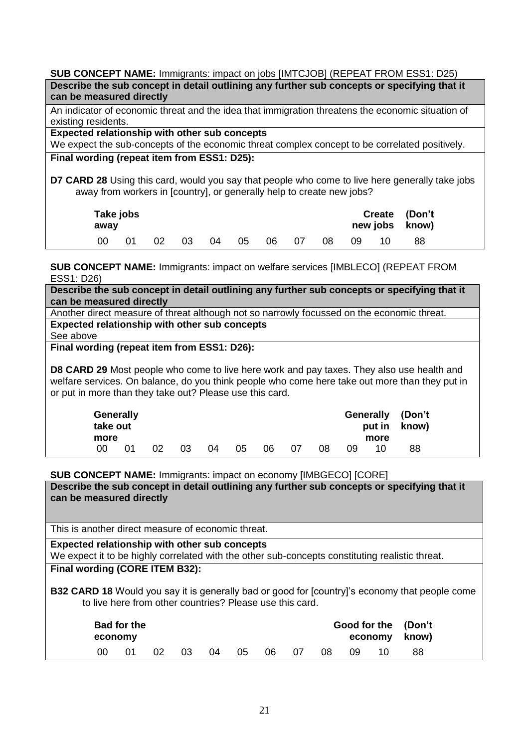**SUB CONCEPT NAME:** Immigrants: impact on jobs [IMTCJOB] (REPEAT FROM ESS1: D25)

**Describe the sub concept in detail outlining any further sub concepts or specifying that it can be measured directly**

An indicator of economic threat and the idea that immigration threatens the economic situation of existing residents.

**Expected relationship with other sub concepts**

We expect the sub-concepts of the economic threat complex concept to be correlated positively.

**Final wording (repeat item from ESS1: D25):**

**D7 CARD 28** Using this card, would you say that people who come to live here generally take jobs away from workers in [country], or generally help to create new jobs?

| Take jobs away | | | | | | | | | | Create new jobs | (Don't know) |
|---|---|---|---|---|---|---|---|---|---|---|---|
| 00 | 01 | 02 | 03 | 04 | 05 | 06 | 07 | 08 | 09 | 10 | 88 |

**SUB CONCEPT NAME:** Immigrants: impact on welfare services [IMBLECO] (REPEAT FROM ESS1: D26)

**Describe the sub concept in detail outlining any further sub concepts or specifying that it can be measured directly**

Another direct measure of threat although not so narrowly focussed on the economic threat.

**Expected relationship with other sub concepts**

See above

**Final wording (repeat item from ESS1: D26):**

**D8 CARD 29** Most people who come to live here work and pay taxes. They also use health and welfare services. On balance, do you think people who come here take out more than they put in or put in more than they take out? Please use this card.

| Generally take out more | | | | | | | | | | Generally put in more | (Don't know) |
|---|---|---|---|---|---|---|---|---|---|---|---|
| 00 | 01 | 02 | 03 | 04 | 05 | 06 | 07 | 08 | 09 | 10 | 88 |

**SUB CONCEPT NAME:** Immigrants: impact on economy [IMBGECO] [CORE]

**Describe the sub concept in detail outlining any further sub concepts or specifying that it can be measured directly**

This is another direct measure of economic threat.

**Expected relationship with other sub concepts**

We expect it to be highly correlated with the other sub-concepts constituting realistic threat.

**Final wording (CORE ITEM B32):**

**B32 CARD 18** Would you say it is generally bad or good for [country]'s economy that people come to live here from other countries? Please use this card.

| Bad for the economy | | | | | | | | | | Good for the economy | (Don't know) |
|---|---|---|---|---|---|---|---|---|---|---|---|
| 00 | 01 | 02 | 03 | 04 | 05 | 06 | 07 | 08 | 09 | 10 | 88 |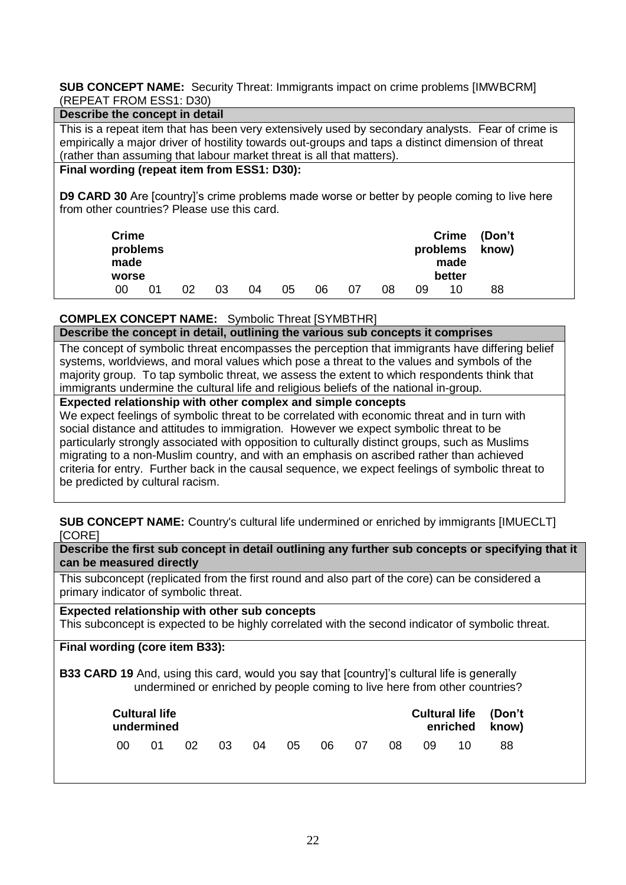**SUB CONCEPT NAME:** Security Threat: Immigrants impact on crime problems [IMWBCRM] (REPEAT FROM ESS1: D30)

**Describe the concept in detail**

This is a repeat item that has been very extensively used by secondary analysts. Fear of crime is empirically a major driver of hostility towards out-groups and taps a distinct dimension of threat (rather than assuming that labour market threat is all that matters).

**Final wording (repeat item from ESS1: D30):**

**D9 CARD 30** Are [country]'s crime problems made worse or better by people coming to live here from other countries? Please use this card.

| Crime problems made worse | | | | | | | | | | Crime problems made better | (Don't know) |
|---|---|---|---|---|---|---|---|---|---|---|---|
| 00 | 01 | 02 | 03 | 04 | 05 | 06 | 07 | 08 | 09 | 10 | 88 |

**COMPLEX CONCEPT NAME:** Symbolic Threat [SYMBTHR]

**Describe the concept in detail, outlining the various sub concepts it comprises**

The concept of symbolic threat encompasses the perception that immigrants have differing belief systems, worldviews, and moral values which pose a threat to the values and symbols of the majority group. To tap symbolic threat, we assess the extent to which respondents think that immigrants undermine the cultural life and religious beliefs of the national in-group.

**Expected relationship with other complex and simple concepts**

We expect feelings of symbolic threat to be correlated with economic threat and in turn with social distance and attitudes to immigration. However we expect symbolic threat to be particularly strongly associated with opposition to culturally distinct groups, such as Muslims migrating to a non-Muslim country, and with an emphasis on ascribed rather than achieved criteria for entry. Further back in the causal sequence, we expect feelings of symbolic threat to be predicted by cultural racism.

**SUB CONCEPT NAME:** Country's cultural life undermined or enriched by immigrants [IMUECLT] [CORE]

**Describe the first sub concept in detail outlining any further sub concepts or specifying that it can be measured directly**

This subconcept (replicated from the first round and also part of the core) can be considered a primary indicator of symbolic threat.

**Expected relationship with other sub concepts**

This subconcept is expected to be highly correlated with the second indicator of symbolic threat.

**Final wording (core item B33):**

**B33 CARD 19** And, using this card, would you say that [country]'s cultural life is generally undermined or enriched by people coming to live here from other countries?

| Cultural life undermined | | | | | | | | | | Cultural life enriched | (Don't know) |
|---|---|---|---|---|---|---|---|---|---|---|---|
| 00 | 01 | 02 | 03 | 04 | 05 | 06 | 07 | 08 | 09 | 10 | 88 |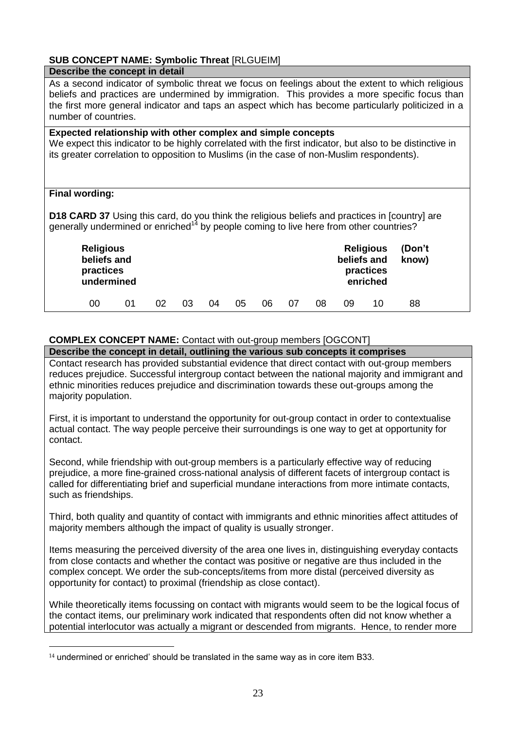**SUB CONCEPT NAME: Symbolic Threat** [RLGUEIM]

**Describe the concept in detail**

As a second indicator of symbolic threat we focus on feelings about the extent to which religious beliefs and practices are undermined by immigration. This provides a more specific focus than the first more general indicator and taps an aspect which has become particularly politicized in a number of countries.

**Expected relationship with other complex and simple concepts**

We expect this indicator to be highly correlated with the first indicator, but also to be distinctive in its greater correlation to opposition to Muslims (in the case of non-Muslim respondents).

**Final wording:**

**D18 CARD 37** Using this card, do you think the religious beliefs and practices in [country] are generally undermined or enriched[14] by people coming to live here from other countries?

| Religious beliefs and practices undermined | | | | | | | | | | Religious beliefs and practices enriched | (Don't know) |
|---|---|---|---|---|---|---|---|---|---|---|---|
| 00 | 01 | 02 | 03 | 04 | 05 | 06 | 07 | 08 | 09 | 10 | 88 |

**COMPLEX CONCEPT NAME:** Contact with out-group members [OGCONT]

**Describe the concept in detail, outlining the various sub concepts it comprises**

Contact research has provided substantial evidence that direct contact with out-group members reduces prejudice. Successful intergroup contact between the national majority and immigrant and ethnic minorities reduces prejudice and discrimination towards these out-groups among the majority population.

First, it is important to understand the opportunity for out-group contact in order to contextualise actual contact. The way people perceive their surroundings is one way to get at opportunity for contact.

Second, while friendship with out-group members is a particularly effective way of reducing prejudice, a more fine-grained cross-national analysis of different facets of intergroup contact is called for differentiating brief and superficial mundane interactions from more intimate contacts, such as friendships.

Third, both quality and quantity of contact with immigrants and ethnic minorities affect attitudes of majority members although the impact of quality is usually stronger.

Items measuring the perceived diversity of the area one lives in, distinguishing everyday contacts from close contacts and whether the contact was positive or negative are thus included in the complex concept. We order the sub-concepts/items from more distal (perceived diversity as opportunity for contact) to proximal (friendship as close contact).

While theoretically items focussing on contact with migrants would seem to be the logical focus of the contact items, our preliminary work indicated that respondents often did not know whether a potential interlocutor was actually a migrant or descended from migrants. Hence, to render more

[14] undermined or enriched' should be translated in the same way as in core item B33.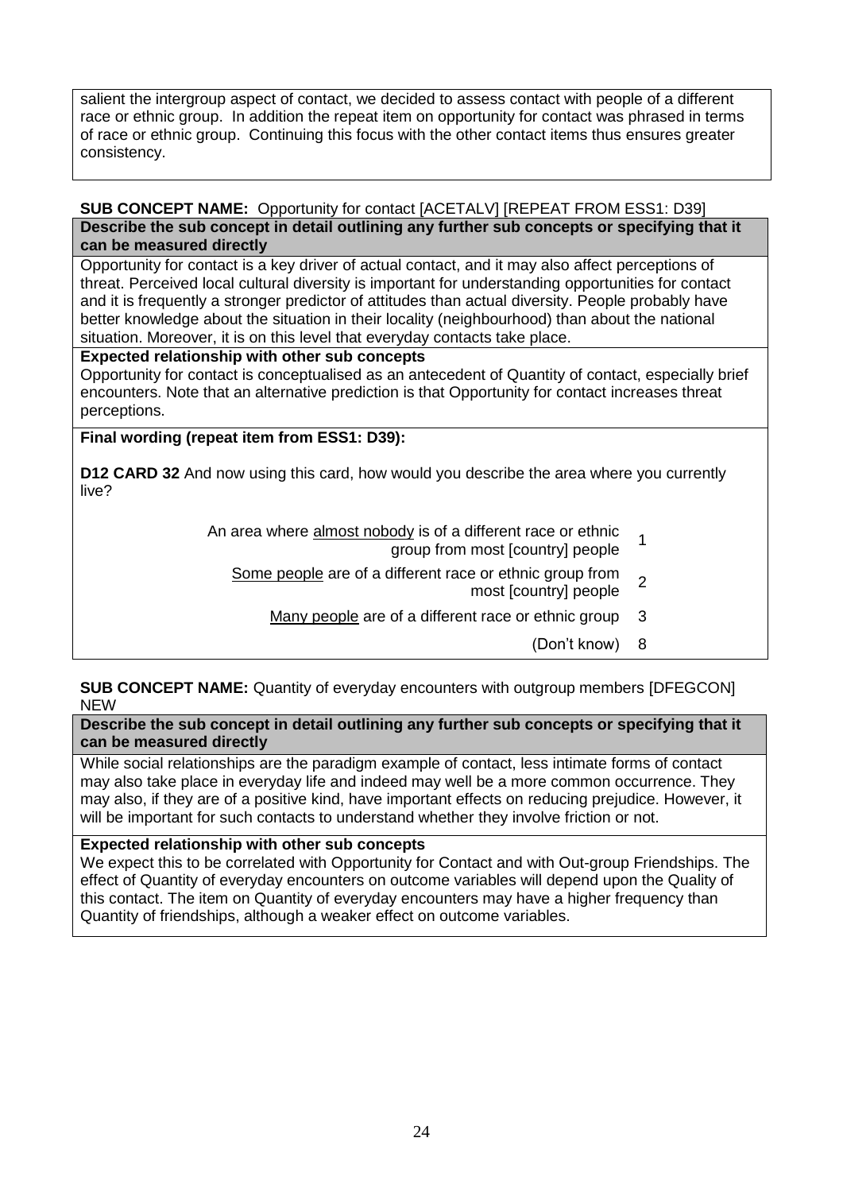salient the intergroup aspect of contact, we decided to assess contact with people of a different race or ethnic group. In addition the repeat item on opportunity for contact was phrased in terms of race or ethnic group. Continuing this focus with the other contact items thus ensures greater consistency.

**SUB CONCEPT NAME:** Opportunity for contact [ACETALV] [REPEAT FROM ESS1: D39]

**Describe the sub concept in detail outlining any further sub concepts or specifying that it can be measured directly**

Opportunity for contact is a key driver of actual contact, and it may also affect perceptions of threat. Perceived local cultural diversity is important for understanding opportunities for contact and it is frequently a stronger predictor of attitudes than actual diversity. People probably have better knowledge about the situation in their locality (neighbourhood) than about the national situation. Moreover, it is on this level that everyday contacts take place.

**Expected relationship with other sub concepts**

Opportunity for contact is conceptualised as an antecedent of Quantity of contact, especially brief encounters. Note that an alternative prediction is that Opportunity for contact increases threat perceptions.

**Final wording (repeat item from ESS1: D39):**

**D12 CARD 32** And now using this card, how would you describe the area where you currently live?

| | |
|---|---|
| An area where almost nobody is of a different race or ethnic group from most [country] people | 1 |
| Some people are of a different race or ethnic group from most [country] people | 2 |
| Many people are of a different race or ethnic group | 3 |
| (Don't know) | 8 |

**SUB CONCEPT NAME:** Quantity of everyday encounters with outgroup members [DFEGCON] NEW

**Describe the sub concept in detail outlining any further sub concepts or specifying that it can be measured directly**

While social relationships are the paradigm example of contact, less intimate forms of contact may also take place in everyday life and indeed may well be a more common occurrence. They may also, if they are of a positive kind, have important effects on reducing prejudice. However, it will be important for such contacts to understand whether they involve friction or not.

**Expected relationship with other sub concepts**

We expect this to be correlated with Opportunity for Contact and with Out-group Friendships. The effect of Quantity of everyday encounters on outcome variables will depend upon the Quality of this contact. The item on Quantity of everyday encounters may have a higher frequency than Quantity of friendships, although a weaker effect on outcome variables.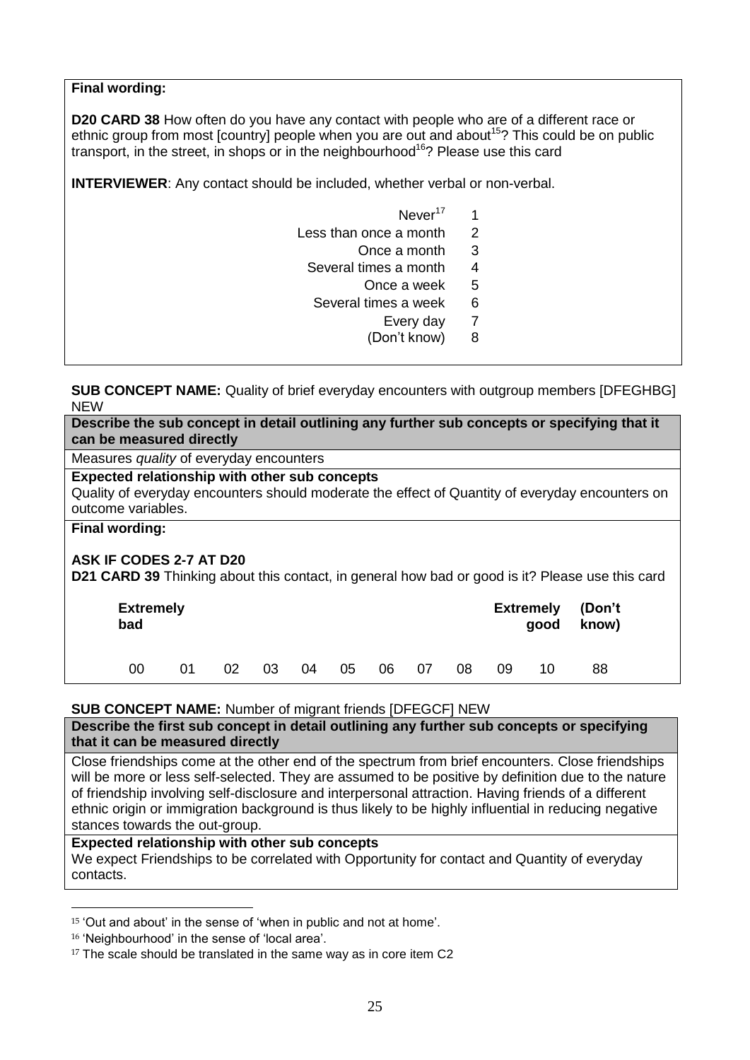**Final wording:**

**D20 CARD 38** How often do you have any contact with people who are of a different race or ethnic group from most [country] people when you are out and about[15]? This could be on public transport, in the street, in shops or in the neighbourhood[16]? Please use this card

**INTERVIEWER**: Any contact should be included, whether verbal or non-verbal.

| | |
|---|---|
| Never[17] | 1 |
| Less than once a month | 2 |
| Once a month | 3 |
| Several times a month | 4 |
| Once a week | 5 |
| Several times a week | 6 |
| Every day | 7 |
| (Don't know) | 8 |

**SUB CONCEPT NAME:** Quality of brief everyday encounters with outgroup members [DFEGHBG] NEW

**Describe the sub concept in detail outlining any further sub concepts or specifying that it can be measured directly**

Measures *quality* of everyday encounters

**Expected relationship with other sub concepts**

Quality of everyday encounters should moderate the effect of Quantity of everyday encounters on outcome variables.

**Final wording:**

**ASK IF CODES 2-7 AT D20**

**D21 CARD 39** Thinking about this contact, in general how bad or good is it? Please use this card

| **Extremely bad** | | | | | | | | | | **Extremely good** | **(Don't know)** |
|---|---|---|---|---|---|---|---|---|---|---|---|
| 00 | 01 | 02 | 03 | 04 | 05 | 06 | 07 | 08 | 09 | 10 | 88 |

**SUB CONCEPT NAME:** Number of migrant friends [DFEGCF] NEW

**Describe the first sub concept in detail outlining any further sub concepts or specifying that it can be measured directly**

Close friendships come at the other end of the spectrum from brief encounters. Close friendships will be more or less self-selected. They are assumed to be positive by definition due to the nature of friendship involving self-disclosure and interpersonal attraction. Having friends of a different ethnic origin or immigration background is thus likely to be highly influential in reducing negative stances towards the out-group.

**Expected relationship with other sub concepts**

We expect Friendships to be correlated with Opportunity for contact and Quantity of everyday contacts.

---

[15] 'Out and about' in the sense of 'when in public and not at home'.

[16] 'Neighbourhood' in the sense of 'local area'.

[17] The scale should be translated in the same way as in core item C2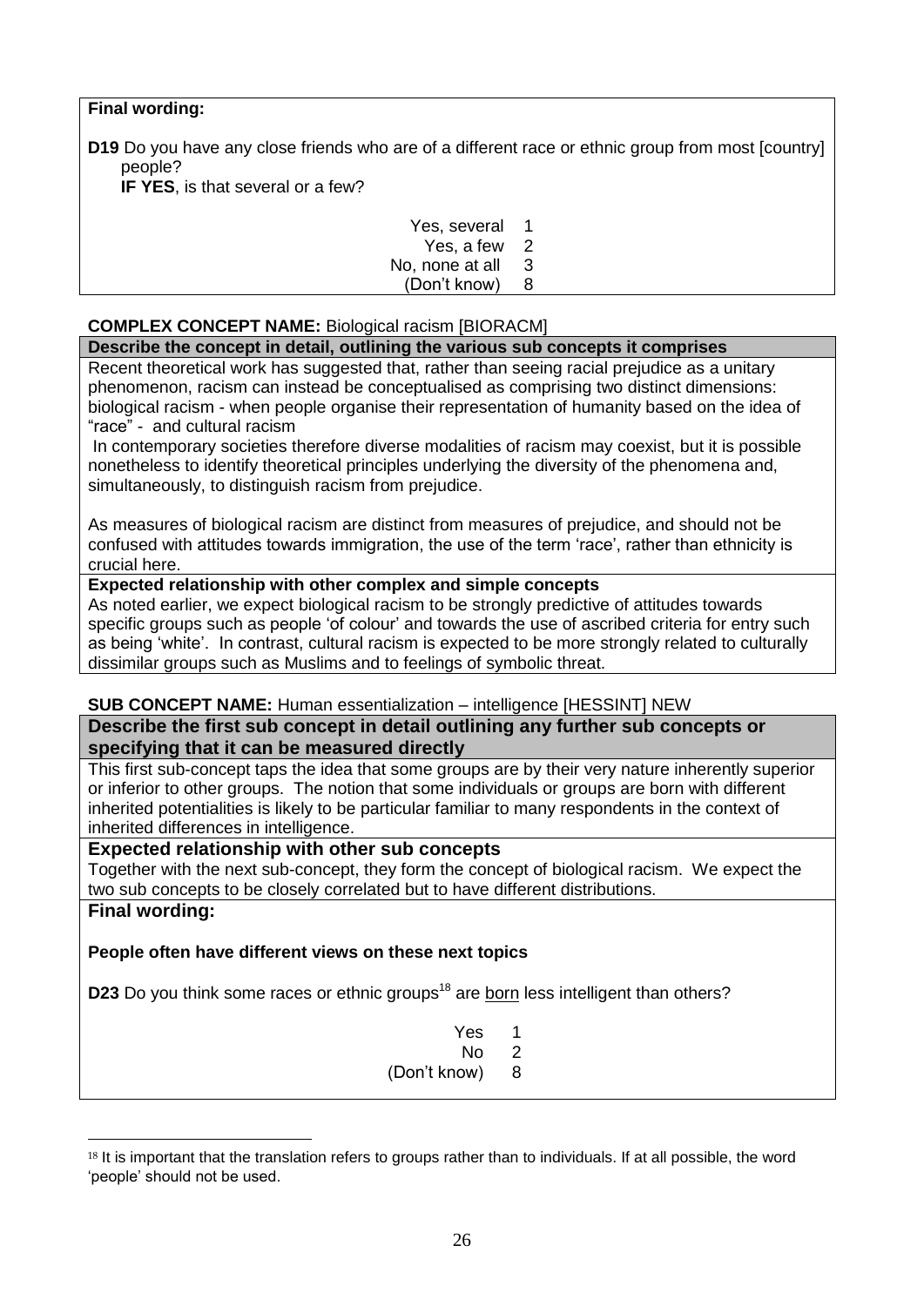**Final wording:**

**D19** Do you have any close friends who are of a different race or ethnic group from most [country] people?
**IF YES**, is that several or a few?

| | |
|---|---|
| Yes, several | 1 |
| Yes, a few | 2 |
| No, none at all | 3 |
| (Don't know) | 8 |

**COMPLEX CONCEPT NAME:** Biological racism [BIORACM]

**Describe the concept in detail, outlining the various sub concepts it comprises**

Recent theoretical work has suggested that, rather than seeing racial prejudice as a unitary phenomenon, racism can instead be conceptualised as comprising two distinct dimensions: biological racism - when people organise their representation of humanity based on the idea of "race" - and cultural racism

In contemporary societies therefore diverse modalities of racism may coexist, but it is possible nonetheless to identify theoretical principles underlying the diversity of the phenomena and, simultaneously, to distinguish racism from prejudice.

As measures of biological racism are distinct from measures of prejudice, and should not be confused with attitudes towards immigration, the use of the term 'race', rather than ethnicity is crucial here.

**Expected relationship with other complex and simple concepts**

As noted earlier, we expect biological racism to be strongly predictive of attitudes towards specific groups such as people 'of colour' and towards the use of ascribed criteria for entry such as being 'white'. In contrast, cultural racism is expected to be more strongly related to culturally dissimilar groups such as Muslims and to feelings of symbolic threat.

**SUB CONCEPT NAME:** Human essentialization – intelligence [HESSINT] NEW

**Describe the first sub concept in detail outlining any further sub concepts or specifying that it can be measured directly**

This first sub-concept taps the idea that some groups are by their very nature inherently superior or inferior to other groups. The notion that some individuals or groups are born with different inherited potentialities is likely to be particular familiar to many respondents in the context of inherited differences in intelligence.

**Expected relationship with other sub concepts**

Together with the next sub-concept, they form the concept of biological racism. We expect the two sub concepts to be closely correlated but to have different distributions.

**Final wording:**

**People often have different views on these next topics**

**D23** Do you think some races or ethnic groups[18] are <u>born</u> less intelligent than others?

| | |
|---|---|
| Yes | 1 |
| No | 2 |
| (Don't know) | 8 |

[18] It is important that the translation refers to groups rather than to individuals. If at all possible, the word 'people' should not be used.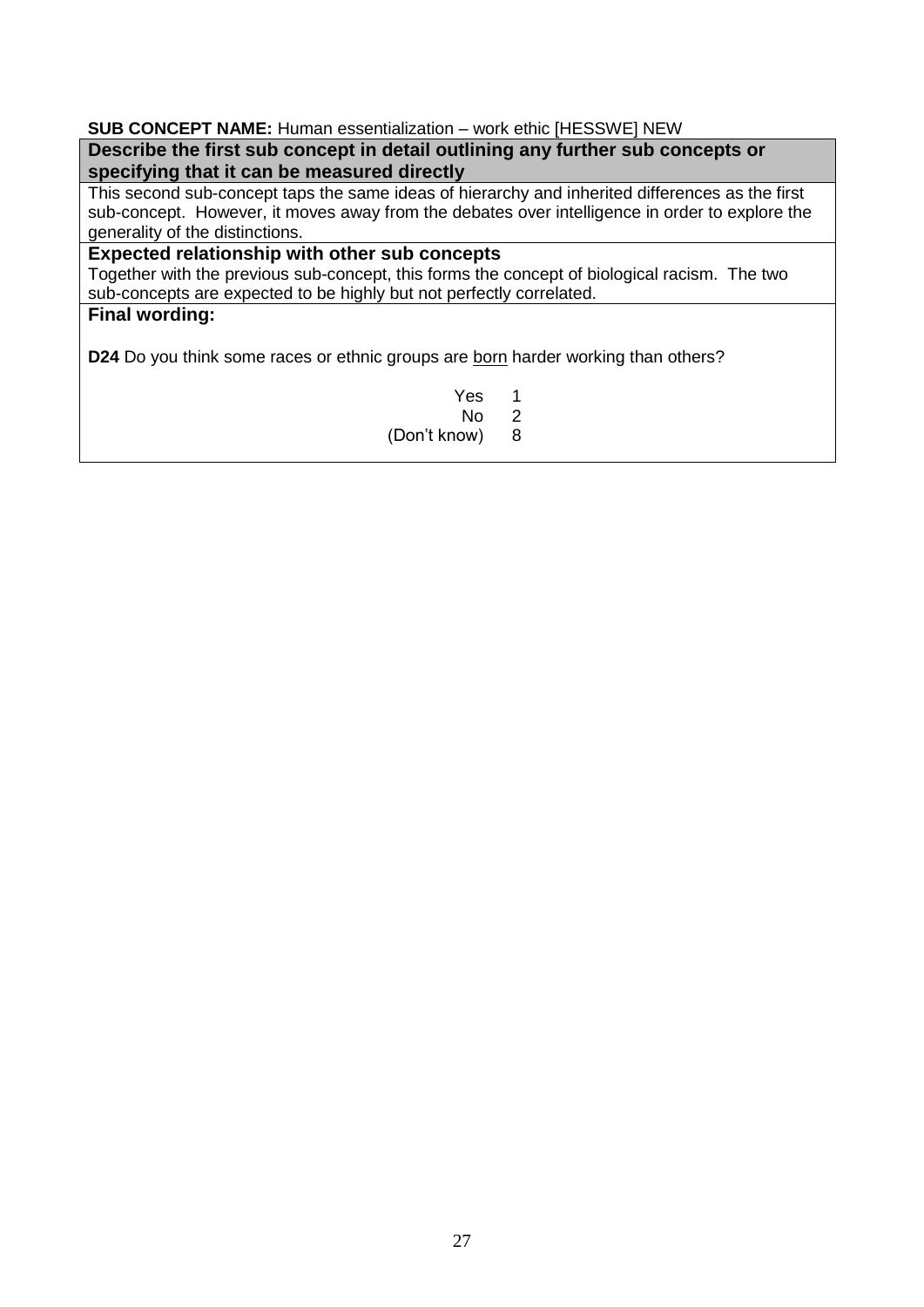**SUB CONCEPT NAME:** Human essentialization – work ethic [HESSWE] NEW

**Describe the first sub concept in detail outlining any further sub concepts or specifying that it can be measured directly**

This second sub-concept taps the same ideas of hierarchy and inherited differences as the first sub-concept. However, it moves away from the debates over intelligence in order to explore the generality of the distinctions.

**Expected relationship with other sub concepts**

Together with the previous sub-concept, this forms the concept of biological racism. The two sub-concepts are expected to be highly but not perfectly correlated.

**Final wording:**

**D24** Do you think some races or ethnic groups are <u>born</u> harder working than others?

| | |
|---|---|
| Yes | 1 |
| No | 2 |
| (Don't know) | 8 |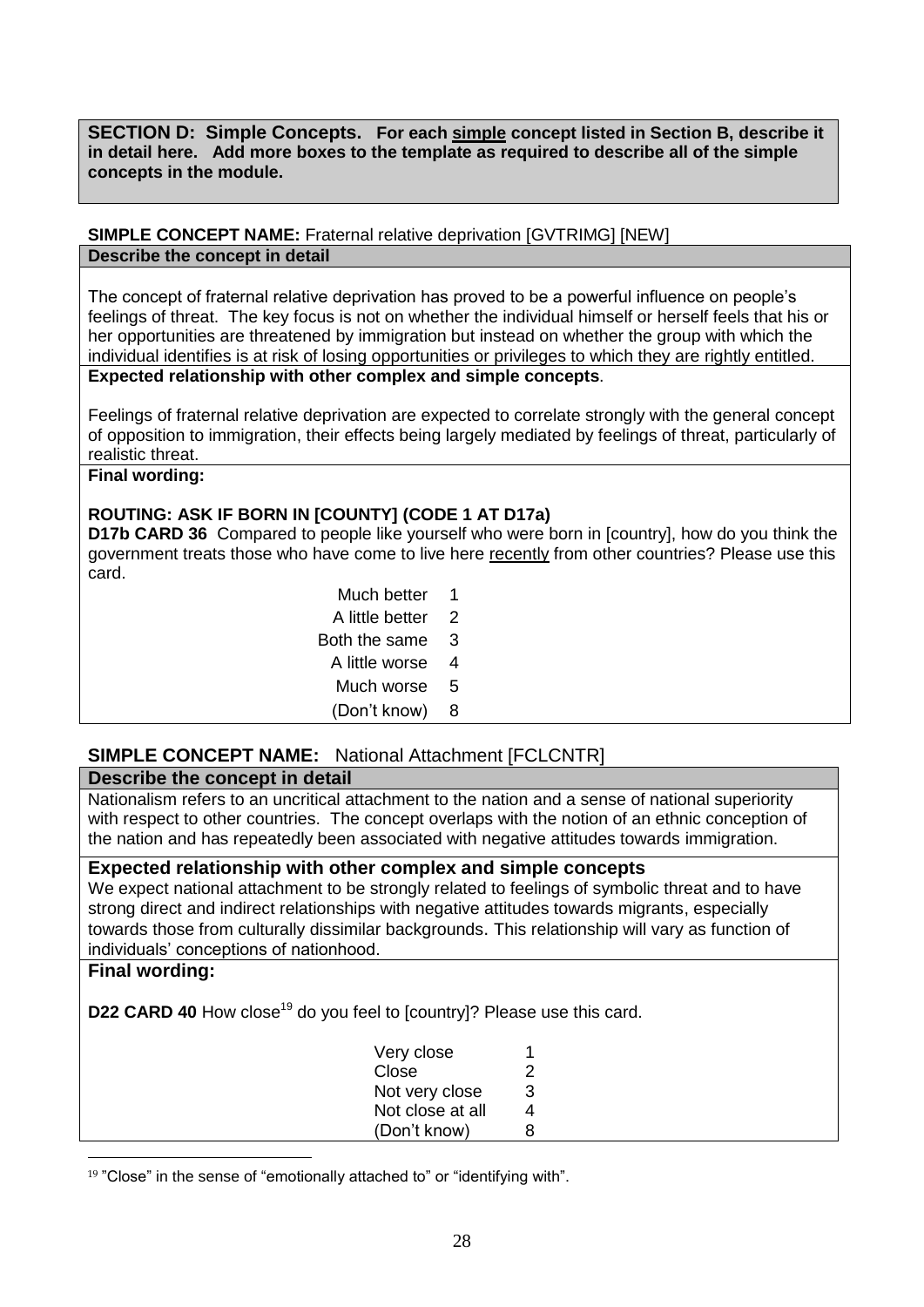**SECTION D: Simple Concepts. For each simple concept listed in Section B, describe it in detail here. Add more boxes to the template as required to describe all of the simple concepts in the module.**

**SIMPLE CONCEPT NAME:** Fraternal relative deprivation [GVTRIMG] [NEW]

**Describe the concept in detail**

The concept of fraternal relative deprivation has proved to be a powerful influence on people's feelings of threat. The key focus is not on whether the individual himself or herself feels that his or her opportunities are threatened by immigration but instead on whether the group with which the individual identifies is at risk of losing opportunities or privileges to which they are rightly entitled.

**Expected relationship with other complex and simple concepts**.

Feelings of fraternal relative deprivation are expected to correlate strongly with the general concept of opposition to immigration, their effects being largely mediated by feelings of threat, particularly of realistic threat.

**Final wording:**

**ROUTING: ASK IF BORN IN [COUNTY] (CODE 1 AT D17a)**

**D17b CARD 36** Compared to people like yourself who were born in [country], how do you think the government treats those who have come to live here recently from other countries? Please use this card.

| | |
|---|---|
| Much better | 1 |
| A little better | 2 |
| Both the same | 3 |
| A little worse | 4 |
| Much worse | 5 |
| (Don't know) | 8 |

**SIMPLE CONCEPT NAME:** National Attachment [FCLCNTR]

**Describe the concept in detail**

Nationalism refers to an uncritical attachment to the nation and a sense of national superiority with respect to other countries. The concept overlaps with the notion of an ethnic conception of the nation and has repeatedly been associated with negative attitudes towards immigration.

**Expected relationship with other complex and simple concepts**

We expect national attachment to be strongly related to feelings of symbolic threat and to have strong direct and indirect relationships with negative attitudes towards migrants, especially towards those from culturally dissimilar backgrounds. This relationship will vary as function of individuals' conceptions of nationhood.

**Final wording:**

**D22 CARD 40** How close[19] do you feel to [country]? Please use this card.

| | |
|---|---|
| Very close | 1 |
| Close | 2 |
| Not very close | 3 |
| Not close at all | 4 |
| (Don't know) | 8 |

[19] "Close" in the sense of "emotionally attached to" or "identifying with".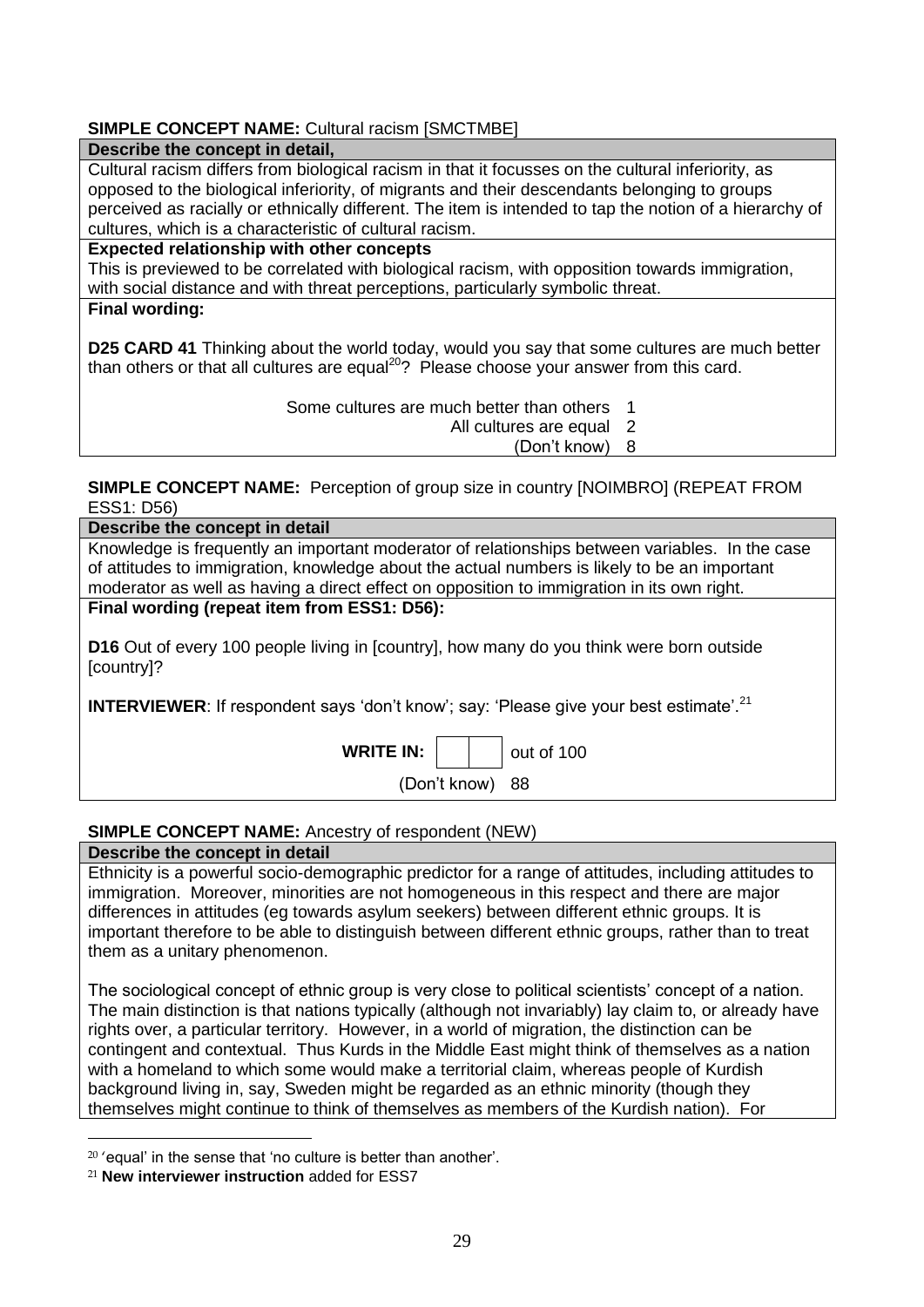**SIMPLE CONCEPT NAME:** Cultural racism [SMCTMBE]

**Describe the concept in detail,**

Cultural racism differs from biological racism in that it focusses on the cultural inferiority, as opposed to the biological inferiority, of migrants and their descendants belonging to groups perceived as racially or ethnically different. The item is intended to tap the notion of a hierarchy of cultures, which is a characteristic of cultural racism.

**Expected relationship with other concepts**

This is previewed to be correlated with biological racism, with opposition towards immigration, with social distance and with threat perceptions, particularly symbolic threat.

**Final wording:**

**D25 CARD 41** Thinking about the world today, would you say that some cultures are much better than others or that all cultures are equal[20]? Please choose your answer from this card.

| | |
|---|---|
| Some cultures are much better than others | 1 |
| All cultures are equal | 2 |
| (Don't know) | 8 |

**SIMPLE CONCEPT NAME:** Perception of group size in country [NOIMBRO] (REPEAT FROM ESS1: D56)

**Describe the concept in detail**

Knowledge is frequently an important moderator of relationships between variables. In the case of attitudes to immigration, knowledge about the actual numbers is likely to be an important moderator as well as having a direct effect on opposition to immigration in its own right.

**Final wording (repeat item from ESS1: D56):**

**D16** Out of every 100 people living in [country], how many do you think were born outside [country]?

**INTERVIEWER**: If respondent says 'don't know'; say: 'Please give your best estimate'.[21]

**WRITE IN:** [ ][ ] out of 100

(Don't know) 88

**SIMPLE CONCEPT NAME:** Ancestry of respondent (NEW)

**Describe the concept in detail**

Ethnicity is a powerful socio-demographic predictor for a range of attitudes, including attitudes to immigration. Moreover, minorities are not homogeneous in this respect and there are major differences in attitudes (eg towards asylum seekers) between different ethnic groups. It is important therefore to be able to distinguish between different ethnic groups, rather than to treat them as a unitary phenomenon.

The sociological concept of ethnic group is very close to political scientists' concept of a nation. The main distinction is that nations typically (although not invariably) lay claim to, or already have rights over, a particular territory. However, in a world of migration, the distinction can be contingent and contextual. Thus Kurds in the Middle East might think of themselves as a nation with a homeland to which some would make a territorial claim, whereas people of Kurdish background living in, say, Sweden might be regarded as an ethnic minority (though they themselves might continue to think of themselves as members of the Kurdish nation). For

---

[20] 'equal' in the sense that 'no culture is better than another'.

[21] **New interviewer instruction** added for ESS7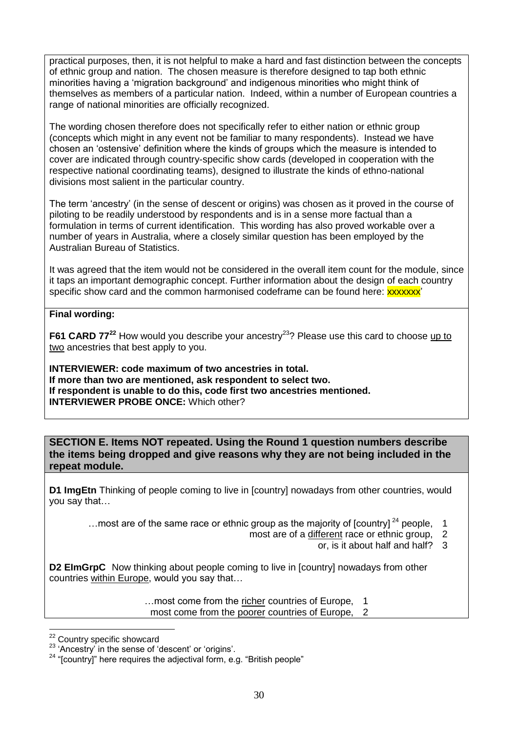practical purposes, then, it is not helpful to make a hard and fast distinction between the concepts of ethnic group and nation. The chosen measure is therefore designed to tap both ethnic minorities having a 'migration background' and indigenous minorities who might think of themselves as members of a particular nation. Indeed, within a number of European countries a range of national minorities are officially recognized.

The wording chosen therefore does not specifically refer to either nation or ethnic group (concepts which might in any event not be familiar to many respondents). Instead we have chosen an 'ostensive' definition where the kinds of groups which the measure is intended to cover are indicated through country-specific show cards (developed in cooperation with the respective national coordinating teams), designed to illustrate the kinds of ethno-national divisions most salient in the particular country.

The term 'ancestry' (in the sense of descent or origins) was chosen as it proved in the course of piloting to be readily understood by respondents and is in a sense more factual than a formulation in terms of current identification. This wording has also proved workable over a number of years in Australia, where a closely similar question has been employed by the Australian Bureau of Statistics.

It was agreed that the item would not be considered in the overall item count for the module, since it taps an important demographic concept. Further information about the design of each country specific show card and the common harmonised codeframe can be found here: xxxxxxx'

**Final wording:**

**F61 CARD 77**[22] How would you describe your ancestry[23]? Please use this card to choose up to two ancestries that best apply to you.

**INTERVIEWER: code maximum of two ancestries in total.**
**If more than two are mentioned, ask respondent to select two.**
**If respondent is unable to do this, code first two ancestries mentioned.**
**INTERVIEWER PROBE ONCE:** Which other?

**SECTION E. Items NOT repeated. Using the Round 1 question numbers describe the items being dropped and give reasons why they are not being included in the repeat module.**

**D1 ImgEtn** Thinking of people coming to live in [country] nowadays from other countries, would you say that…

…most are of the same race or ethnic group as the majority of [country][24] people, 1
most are of a different race or ethnic group, 2
or, is it about half and half? 3

**D2 EImGrpC** Now thinking about people coming to live in [country] nowadays from other countries within Europe, would you say that…

…most come from the richer countries of Europe, 1
most come from the poorer countries of Europe, 2

---

[22] Country specific showcard

[23] 'Ancestry' in the sense of 'descent' or 'origins'.

[24] "[country]" here requires the adjectival form, e.g. "British people"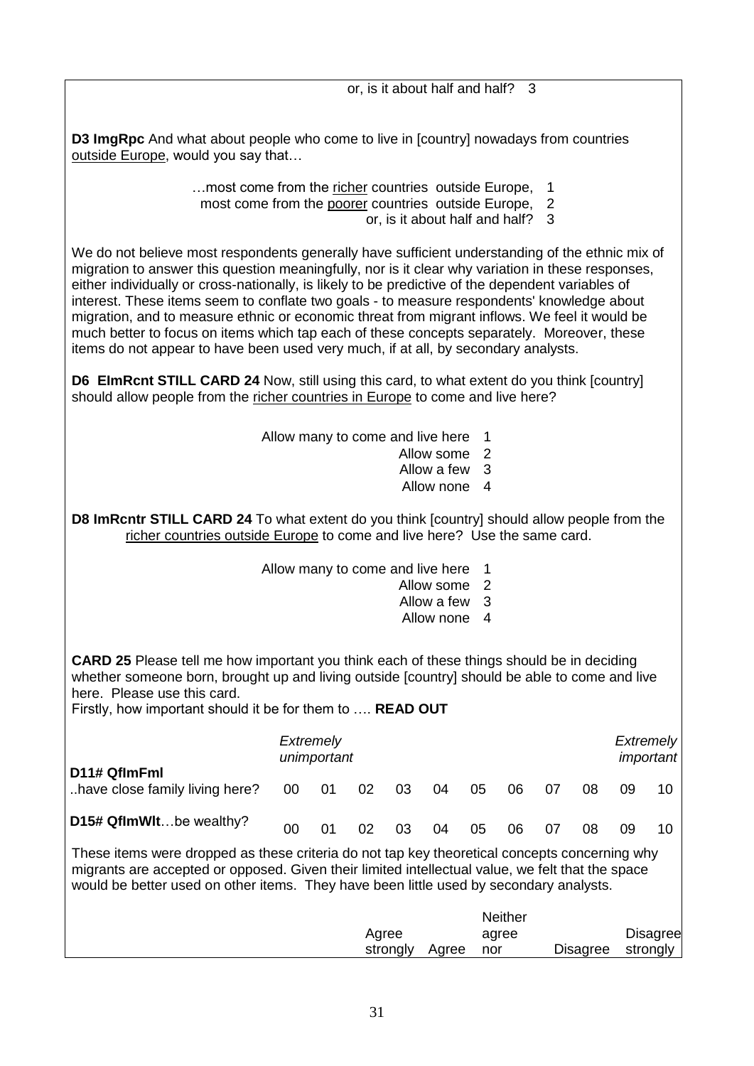or, is it about half and half? 3

**D3 ImgRpc** And what about people who come to live in [country] nowadays from countries outside Europe, would you say that…

…most come from the richer countries outside Europe, 1
most come from the poorer countries outside Europe, 2
or, is it about half and half? 3

We do not believe most respondents generally have sufficient understanding of the ethnic mix of migration to answer this question meaningfully, nor is it clear why variation in these responses, either individually or cross-nationally, is likely to be predictive of the dependent variables of interest. These items seem to conflate two goals - to measure respondents' knowledge about migration, and to measure ethnic or economic threat from migrant inflows. We feel it would be much better to focus on items which tap each of these concepts separately. Moreover, these items do not appear to have been used very much, if at all, by secondary analysts.

**D6 EImRcnt STILL CARD 24** Now, still using this card, to what extent do you think [country] should allow people from the richer countries in Europe to come and live here?

Allow many to come and live here 1
Allow some 2
Allow a few 3
Allow none 4

**D8 ImRcntr STILL CARD 24** To what extent do you think [country] should allow people from the richer countries outside Europe to come and live here? Use the same card.

Allow many to come and live here 1
Allow some 2
Allow a few 3
Allow none 4

**CARD 25** Please tell me how important you think each of these things should be in deciding whether someone born, brought up and living outside [country] should be able to come and live here. Please use this card.
Firstly, how important should it be for them to …. **READ OUT**

| | *Extremely unimportant* | | | | | | | | | | *Extremely important* |
|---|---|---|---|---|---|---|---|---|---|---|---|
| **D11# QfImFml** ..have close family living here? | 00 | 01 | 02 | 03 | 04 | 05 | 06 | 07 | 08 | 09 | 10 |
| **D15# QfImWlt**…be wealthy? | 00 | 01 | 02 | 03 | 04 | 05 | 06 | 07 | 08 | 09 | 10 |

These items were dropped as these criteria do not tap key theoretical concepts concerning why migrants are accepted or opposed. Given their limited intellectual value, we felt that the space would be better used on other items. They have been little used by secondary analysts.

| | Agree strongly | Agree | Neither agree nor | Disagree | Disagree strongly |
|---|---|---|---|---|---|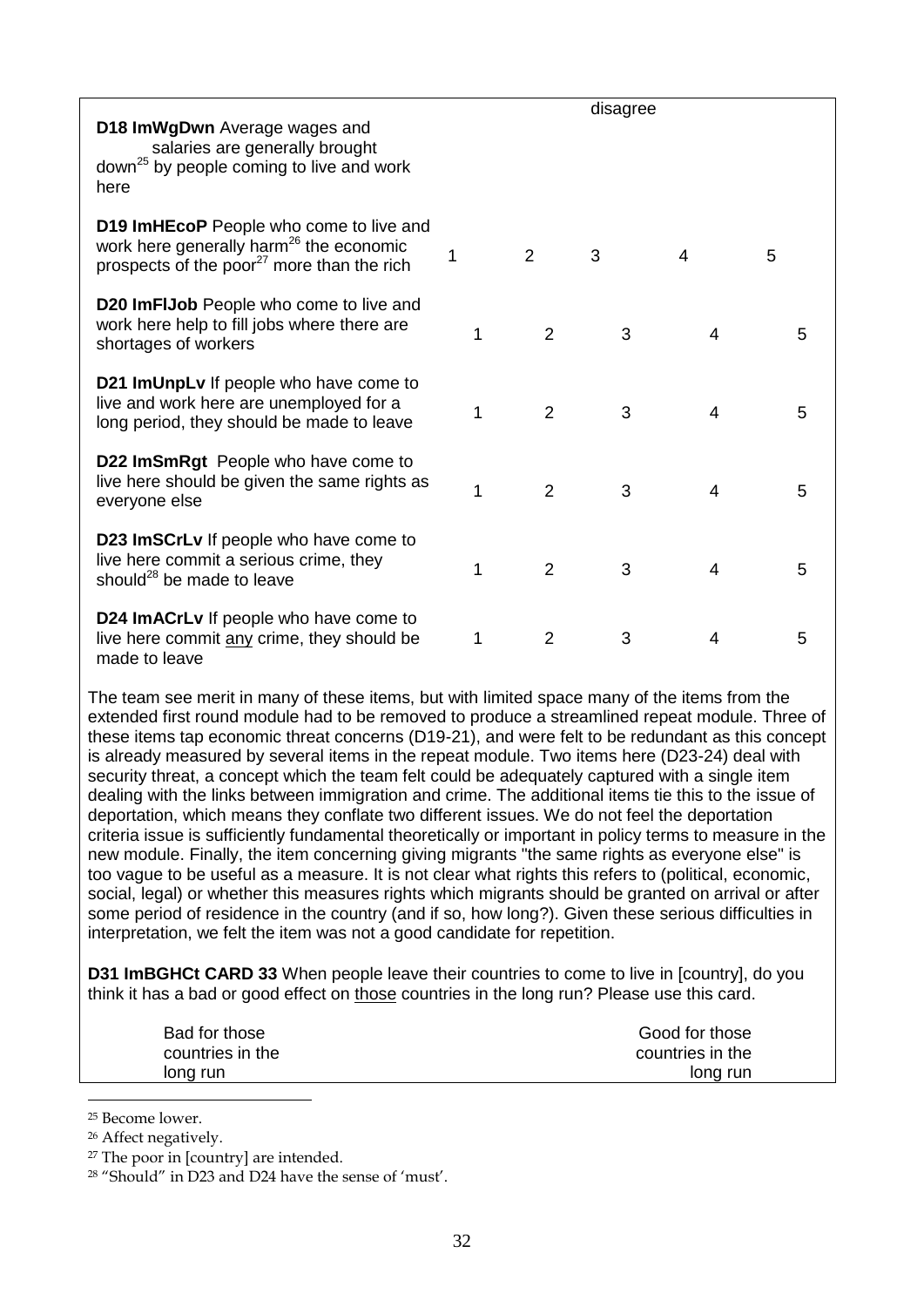| | | | disagree | | |
|---|---|---|---|---|---|
| **D18 ImWgDwn** Average wages and salaries are generally brought down[25] by people coming to live and work here | | | | | |
| **D19 ImHEcoP** People who come to live and work here generally harm[26] the economic prospects of the poor[27] more than the rich | 1 | 2 | 3 | 4 | 5 |
| **D20 ImFlJob** People who come to live and work here help to fill jobs where there are shortages of workers | 1 | 2 | 3 | 4 | 5 |
| **D21 ImUnpLv** If people who have come to live and work here are unemployed for a long period, they should be made to leave | 1 | 2 | 3 | 4 | 5 |
| **D22 ImSmRgt** People who have come to live here should be given the same rights as everyone else | 1 | 2 | 3 | 4 | 5 |
| **D23 ImSCrLv** If people who have come to live here commit a serious crime, they should[28] be made to leave | 1 | 2 | 3 | 4 | 5 |
| **D24 ImACrLv** If people who have come to live here commit any crime, they should be made to leave | 1 | 2 | 3 | 4 | 5 |

The team see merit in many of these items, but with limited space many of the items from the extended first round module had to be removed to produce a streamlined repeat module. Three of these items tap economic threat concerns (D19-21), and were felt to be redundant as this concept is already measured by several items in the repeat module. Two items here (D23-24) deal with security threat, a concept which the team felt could be adequately captured with a single item dealing with the links between immigration and crime. The additional items tie this to the issue of deportation, which means they conflate two different issues. We do not feel the deportation criteria issue is sufficiently fundamental theoretically or important in policy terms to measure in the new module. Finally, the item concerning giving migrants "the same rights as everyone else" is too vague to be useful as a measure. It is not clear what rights this refers to (political, economic, social, legal) or whether this measures rights which migrants should be granted on arrival or after some period of residence in the country (and if so, how long?). Given these serious difficulties in interpretation, we felt the item was not a good candidate for repetition.

**D31 ImBGHCt CARD 33** When people leave their countries to come to live in [country], do you think it has a bad or good effect on those countries in the long run? Please use this card.

| Bad for those countries in the long run | Good for those countries in the long run |
|---|---|

[25] Become lower.

[26] Affect negatively.

[27] The poor in [country] are intended.

[28] "Should" in D23 and D24 have the sense of 'must'.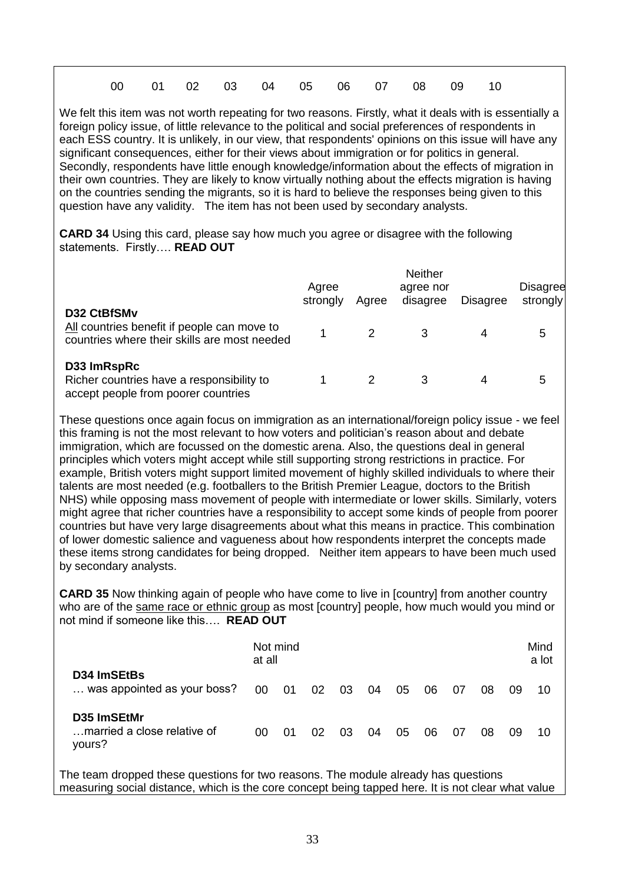| 00 | 01 | 02 | 03 | 04 | 05 | 06 | 07 | 08 | 09 | 10 |
|---|---|---|---|---|---|---|---|---|---|---|

We felt this item was not worth repeating for two reasons. Firstly, what it deals with is essentially a foreign policy issue, of little relevance to the political and social preferences of respondents in each ESS country. It is unlikely, in our view, that respondents' opinions on this issue will have any significant consequences, either for their views about immigration or for politics in general. Secondly, respondents have little enough knowledge/information about the effects of migration in their own countries. They are likely to know virtually nothing about the effects migration is having on the countries sending the migrants, so it is hard to believe the responses being given to this question have any validity. The item has not been used by secondary analysts.

**CARD 34** Using this card, please say how much you agree or disagree with the following statements. Firstly…. **READ OUT**

| | Agree strongly | Agree | Neither agree nor disagree | Disagree | Disagree strongly |
|---|---|---|---|---|---|
| **D32 CtBfSMv** All countries benefit if people can move to countries where their skills are most needed | 1 | 2 | 3 | 4 | 5 |
| **D33 ImRspRc** Richer countries have a responsibility to accept people from poorer countries | 1 | 2 | 3 | 4 | 5 |

These questions once again focus on immigration as an international/foreign policy issue - we feel this framing is not the most relevant to how voters and politician's reason about and debate immigration, which are focussed on the domestic arena. Also, the questions deal in general principles which voters might accept while still supporting strong restrictions in practice. For example, British voters might support limited movement of highly skilled individuals to where their talents are most needed (e.g. footballers to the British Premier League, doctors to the British NHS) while opposing mass movement of people with intermediate or lower skills. Similarly, voters might agree that richer countries have a responsibility to accept some kinds of people from poorer countries but have very large disagreements about what this means in practice. This combination of lower domestic salience and vagueness about how respondents interpret the concepts made these items strong candidates for being dropped. Neither item appears to have been much used by secondary analysts.

**CARD 35** Now thinking again of people who have come to live in [country] from another country who are of the same race or ethnic group as most [country] people, how much would you mind or not mind if someone like this…. **READ OUT**

| | Not mind at all | | | | | | | | | | Mind a lot |
|---|---|---|---|---|---|---|---|---|---|---|---|
| **D34 ImSEtBs** … was appointed as your boss? | 00 | 01 | 02 | 03 | 04 | 05 | 06 | 07 | 08 | 09 | 10 |
| **D35 ImSEtMr** …married a close relative of yours? | 00 | 01 | 02 | 03 | 04 | 05 | 06 | 07 | 08 | 09 | 10 |

The team dropped these questions for two reasons. The module already has questions measuring social distance, which is the core concept being tapped here. It is not clear what value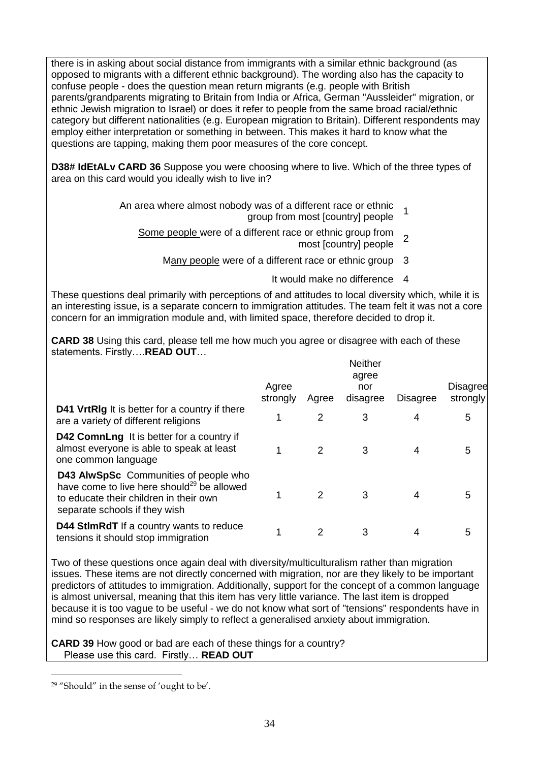there is in asking about social distance from immigrants with a similar ethnic background (as opposed to migrants with a different ethnic background). The wording also has the capacity to confuse people - does the question mean return migrants (e.g. people with British parents/grandparents migrating to Britain from India or Africa, German "Aussleider" migration, or ethnic Jewish migration to Israel) or does it refer to people from the same broad racial/ethnic category but different nationalities (e.g. European migration to Britain). Different respondents may employ either interpretation or something in between. This makes it hard to know what the questions are tapping, making them poor measures of the core concept.

**D38# IdEtALv CARD 36** Suppose you were choosing where to live. Which of the three types of area on this card would you ideally wish to live in?

| | |
|---|---|
| An area where almost nobody was of a different race or ethnic group from most [country] people | 1 |
| Some people were of a different race or ethnic group from most [country] people | 2 |
| Many people were of a different race or ethnic group | 3 |
| It would make no difference | 4 |

These questions deal primarily with perceptions of and attitudes to local diversity which, while it is an interesting issue, is a separate concern to immigration attitudes. The team felt it was not a core concern for an immigration module and, with limited space, therefore decided to drop it.

**CARD 38** Using this card, please tell me how much you agree or disagree with each of these statements. Firstly….**READ OUT**…

| | Agree strongly | Agree | Neither agree nor disagree | Disagree | Disagree strongly |
|---|---|---|---|---|---|
| **D41 VrtRlg** It is better for a country if there are a variety of different religions | 1 | 2 | 3 | 4 | 5 |
| **D42 ComnLng** It is better for a country if almost everyone is able to speak at least one common language | 1 | 2 | 3 | 4 | 5 |
| **D43 AlwSpSc** Communities of people who have come to live here should[29] be allowed to educate their children in their own separate schools if they wish | 1 | 2 | 3 | 4 | 5 |
| **D44 StlmRdT** If a country wants to reduce tensions it should stop immigration | 1 | 2 | 3 | 4 | 5 |

Two of these questions once again deal with diversity/multiculturalism rather than migration issues. These items are not directly concerned with migration, nor are they likely to be important predictors of attitudes to immigration. Additionally, support for the concept of a common language is almost universal, meaning that this item has very little variance. The last item is dropped because it is too vague to be useful - we do not know what sort of "tensions" respondents have in mind so responses are likely simply to reflect a generalised anxiety about immigration.

**CARD 39** How good or bad are each of these things for a country?
Please use this card. Firstly… **READ OUT**

[29] "Should" in the sense of 'ought to be'.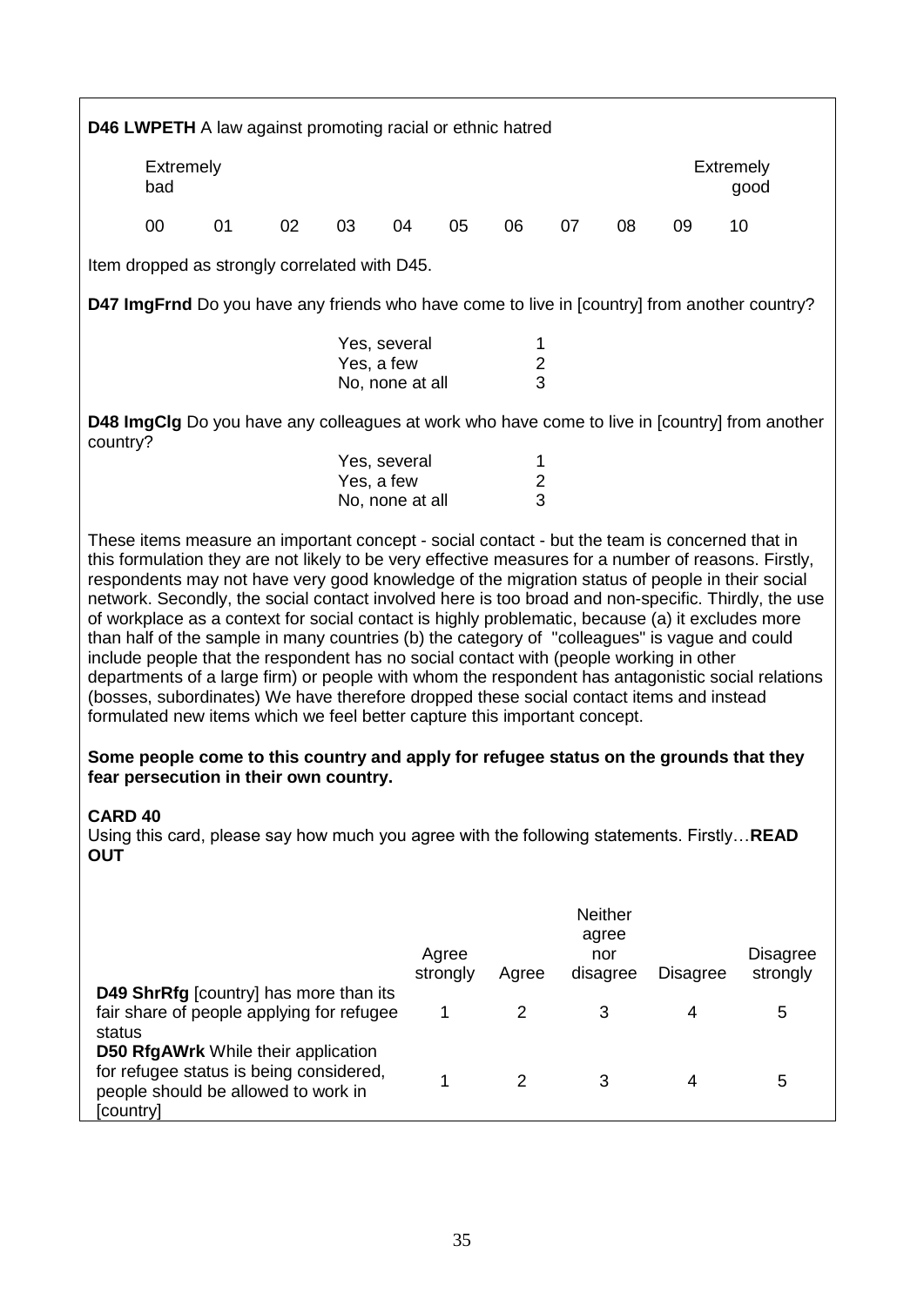**D46 LWPETH** A law against promoting racial or ethnic hatred

| Extremely bad | | | | | | | | | | Extremely good |
|---|---|---|---|---|---|---|---|---|---|---|
| 00 | 01 | 02 | 03 | 04 | 05 | 06 | 07 | 08 | 09 | 10 |

Item dropped as strongly correlated with D45.

**D47 ImgFrnd** Do you have any friends who have come to live in [country] from another country?

| | |
|---|---|
| Yes, several | 1 |
| Yes, a few | 2 |
| No, none at all | 3 |

**D48 ImgClg** Do you have any colleagues at work who have come to live in [country] from another country?

| | |
|---|---|
| Yes, several | 1 |
| Yes, a few | 2 |
| No, none at all | 3 |

These items measure an important concept - social contact - but the team is concerned that in this formulation they are not likely to be very effective measures for a number of reasons. Firstly, respondents may not have very good knowledge of the migration status of people in their social network. Secondly, the social contact involved here is too broad and non-specific. Thirdly, the use of workplace as a context for social contact is highly problematic, because (a) it excludes more than half of the sample in many countries (b) the category of "colleagues" is vague and could include people that the respondent has no social contact with (people working in other departments of a large firm) or people with whom the respondent has antagonistic social relations (bosses, subordinates) We have therefore dropped these social contact items and instead formulated new items which we feel better capture this important concept.

**Some people come to this country and apply for refugee status on the grounds that they fear persecution in their own country.**

**CARD 40**
Using this card, please say how much you agree with the following statements. Firstly…**READ OUT**

| | Agree strongly | Agree | Neither agree nor disagree | Disagree | Disagree strongly |
|---|---|---|---|---|---|
| **D49 ShrRfg** [country] has more than its fair share of people applying for refugee status | 1 | 2 | 3 | 4 | 5 |
| **D50 RfgAWrk** While their application for refugee status is being considered, people should be allowed to work in [country] | 1 | 2 | 3 | 4 | 5 |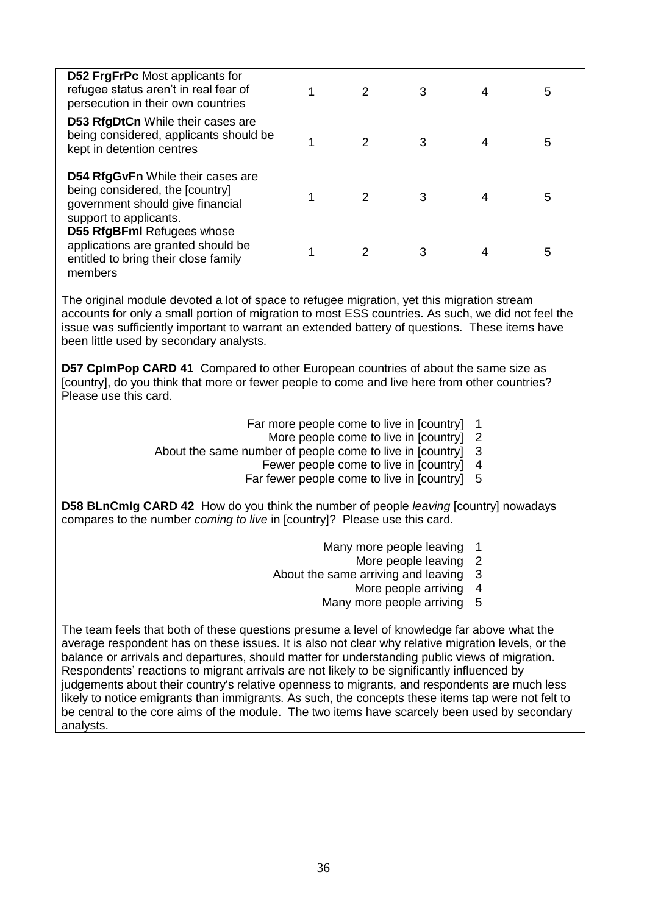| | | | | | |
|---|---|---|---|---|---|
| **D52 FrgFrPc** Most applicants for refugee status aren't in real fear of persecution in their own countries | 1 | 2 | 3 | 4 | 5 |
| **D53 RfgDtCn** While their cases are being considered, applicants should be kept in detention centres | 1 | 2 | 3 | 4 | 5 |
| **D54 RfgGvFn** While their cases are being considered, the [country] government should give financial support to applicants. | 1 | 2 | 3 | 4 | 5 |
| **D55 RfgBFml** Refugees whose applications are granted should be entitled to bring their close family members | 1 | 2 | 3 | 4 | 5 |

The original module devoted a lot of space to refugee migration, yet this migration stream accounts for only a small portion of migration to most ESS countries. As such, we did not feel the issue was sufficiently important to warrant an extended battery of questions. These items have been little used by secondary analysts.

**D57 CpImPop CARD 41** Compared to other European countries of about the same size as [country], do you think that more or fewer people to come and live here from other countries? Please use this card.

| | |
|---|---|
| Far more people come to live in [country] | 1 |
| More people come to live in [country] | 2 |
| About the same number of people come to live in [country] | 3 |
| Fewer people come to live in [country] | 4 |
| Far fewer people come to live in [country] | 5 |

**D58 BLnCmIg CARD 42** How do you think the number of people *leaving* [country] nowadays compares to the number *coming to live* in [country]? Please use this card.

| | |
|---|---|
| Many more people leaving | 1 |
| More people leaving | 2 |
| About the same arriving and leaving | 3 |
| More people arriving | 4 |
| Many more people arriving | 5 |

The team feels that both of these questions presume a level of knowledge far above what the average respondent has on these issues. It is also not clear why relative migration levels, or the balance or arrivals and departures, should matter for understanding public views of migration. Respondents' reactions to migrant arrivals are not likely to be significantly influenced by judgements about their country's relative openness to migrants, and respondents are much less likely to notice emigrants than immigrants. As such, the concepts these items tap were not felt to be central to the core aims of the module. The two items have scarcely been used by secondary analysts.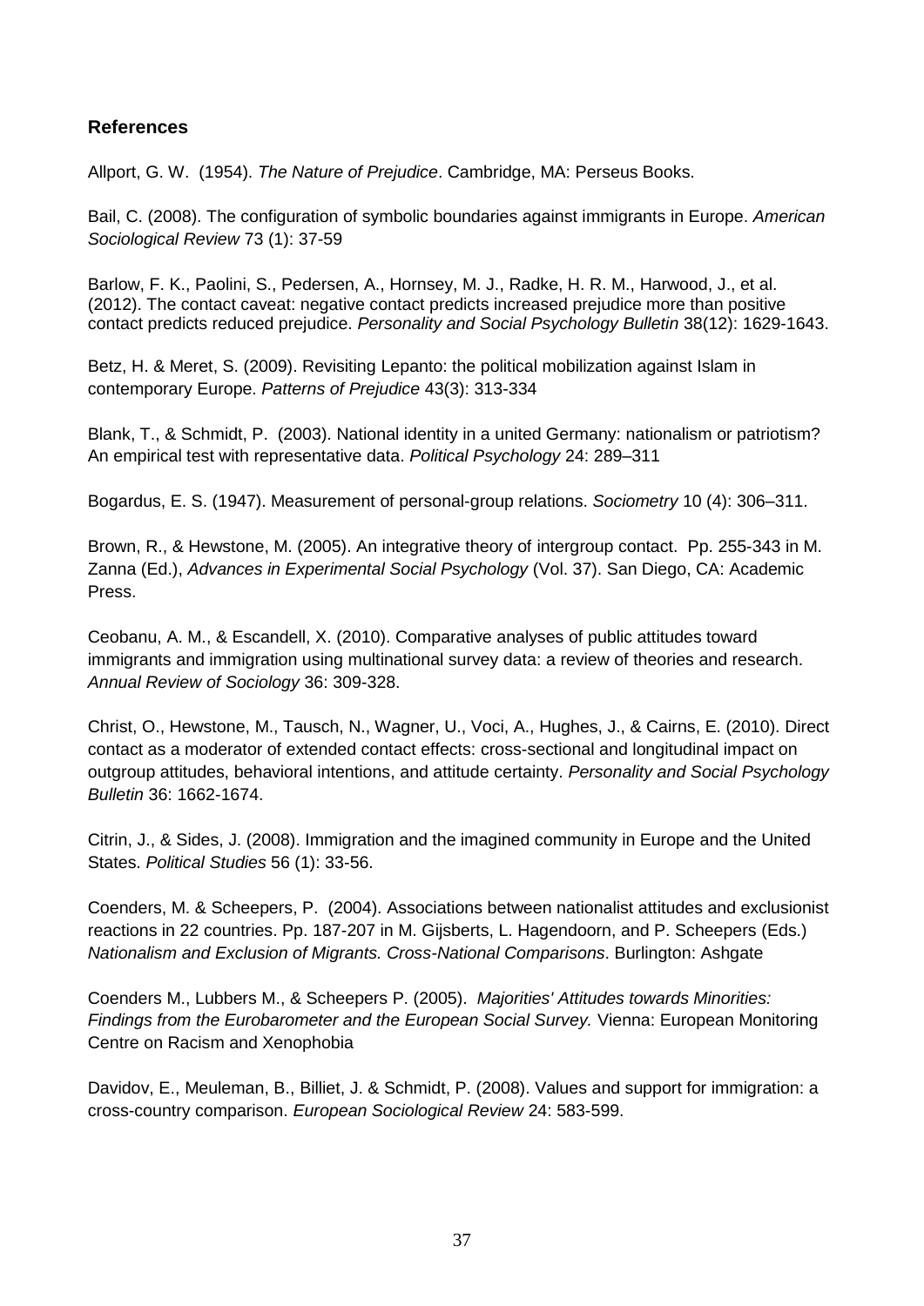## References

Allport, G. W. (1954). *The Nature of Prejudice*. Cambridge, MA: Perseus Books.

Bail, C. (2008). The configuration of symbolic boundaries against immigrants in Europe. *American Sociological Review* 73 (1): 37-59

Barlow, F. K., Paolini, S., Pedersen, A., Hornsey, M. J., Radke, H. R. M., Harwood, J., et al. (2012). The contact caveat: negative contact predicts increased prejudice more than positive contact predicts reduced prejudice. *Personality and Social Psychology Bulletin* 38(12): 1629-1643.

Betz, H. & Meret, S. (2009). Revisiting Lepanto: the political mobilization against Islam in contemporary Europe. *Patterns of Prejudice* 43(3): 313-334

Blank, T., & Schmidt, P. (2003). National identity in a united Germany: nationalism or patriotism? An empirical test with representative data. *Political Psychology* 24: 289–311

Bogardus, E. S. (1947). Measurement of personal-group relations. *Sociometry* 10 (4): 306–311.

Brown, R., & Hewstone, M. (2005). An integrative theory of intergroup contact. Pp. 255-343 in M. Zanna (Ed.), *Advances in Experimental Social Psychology* (Vol. 37). San Diego, CA: Academic Press.

Ceobanu, A. M., & Escandell, X. (2010). Comparative analyses of public attitudes toward immigrants and immigration using multinational survey data: a review of theories and research. *Annual Review of Sociology* 36: 309-328.

Christ, O., Hewstone, M., Tausch, N., Wagner, U., Voci, A., Hughes, J., & Cairns, E. (2010). Direct contact as a moderator of extended contact effects: cross-sectional and longitudinal impact on outgroup attitudes, behavioral intentions, and attitude certainty. *Personality and Social Psychology Bulletin* 36: 1662-1674.

Citrin, J., & Sides, J. (2008). Immigration and the imagined community in Europe and the United States. *Political Studies* 56 (1): 33-56.

Coenders, M. & Scheepers, P. (2004). Associations between nationalist attitudes and exclusionist reactions in 22 countries. Pp. 187-207 in M. Gijsberts, L. Hagendoorn, and P. Scheepers (Eds.) *Nationalism and Exclusion of Migrants. Cross-National Comparisons*. Burlington: Ashgate

Coenders M., Lubbers M., & Scheepers P. (2005). *Majorities' Attitudes towards Minorities: Findings from the Eurobarometer and the European Social Survey.* Vienna: European Monitoring Centre on Racism and Xenophobia

Davidov, E., Meuleman, B., Billiet, J. & Schmidt, P. (2008). Values and support for immigration: a cross-country comparison. *European Sociological Review* 24: 583-599.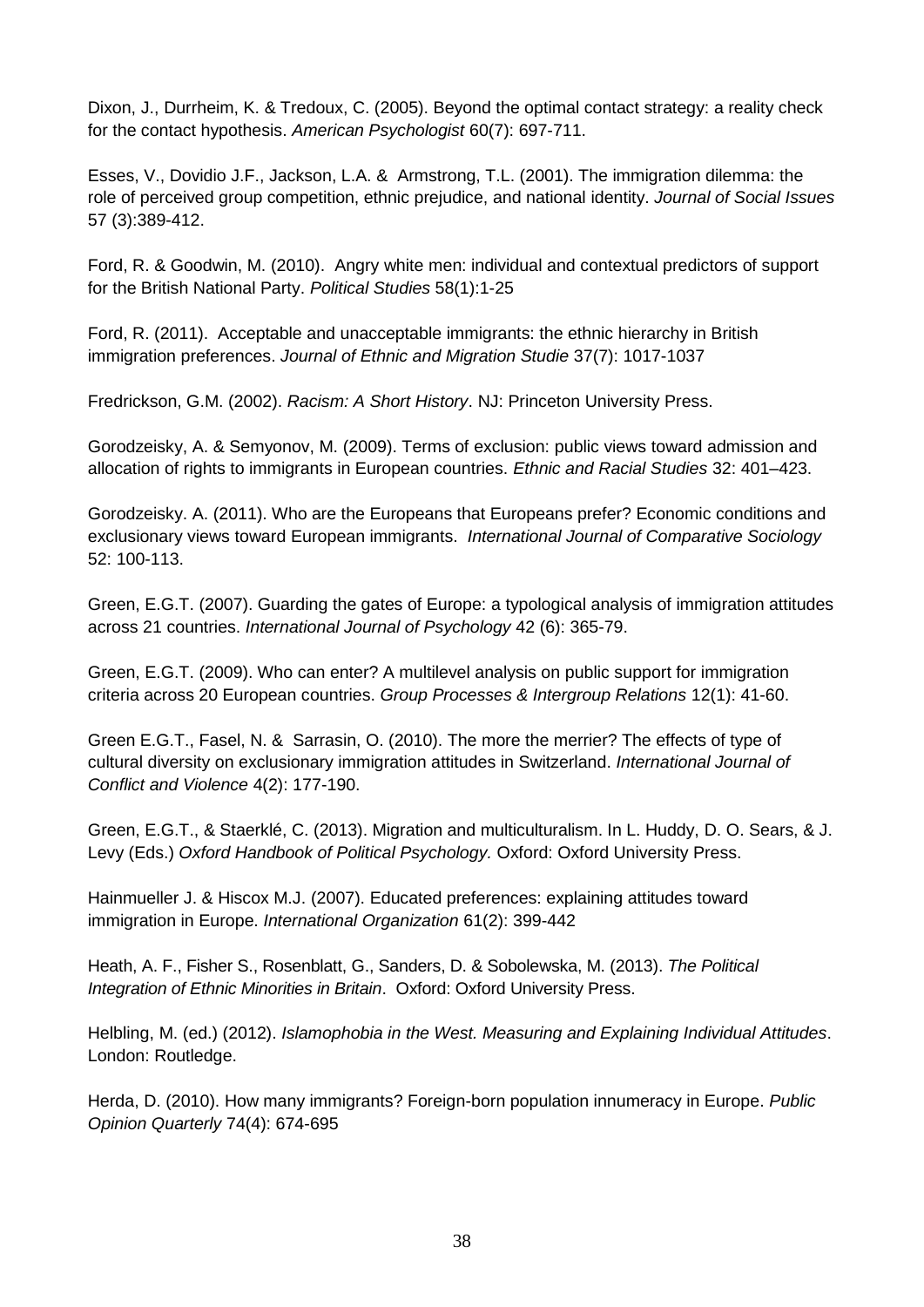Dixon, J., Durrheim, K. & Tredoux, C. (2005). Beyond the optimal contact strategy: a reality check for the contact hypothesis. *American Psychologist* 60(7): 697-711.

Esses, V., Dovidio J.F., Jackson, L.A. & Armstrong, T.L. (2001). The immigration dilemma: the role of perceived group competition, ethnic prejudice, and national identity. *Journal of Social Issues* 57 (3):389-412.

Ford, R. & Goodwin, M. (2010). Angry white men: individual and contextual predictors of support for the British National Party. *Political Studies* 58(1):1-25

Ford, R. (2011). Acceptable and unacceptable immigrants: the ethnic hierarchy in British immigration preferences. *Journal of Ethnic and Migration Studie* 37(7): 1017-1037

Fredrickson, G.M. (2002). *Racism: A Short History*. NJ: Princeton University Press.

Gorodzeisky, A. & Semyonov, M. (2009). Terms of exclusion: public views toward admission and allocation of rights to immigrants in European countries. *Ethnic and Racial Studies* 32: 401–423.

Gorodzeisky. A. (2011). Who are the Europeans that Europeans prefer? Economic conditions and exclusionary views toward European immigrants. *International Journal of Comparative Sociology* 52: 100-113.

Green, E.G.T. (2007). Guarding the gates of Europe: a typological analysis of immigration attitudes across 21 countries. *International Journal of Psychology* 42 (6): 365-79.

Green, E.G.T. (2009). Who can enter? A multilevel analysis on public support for immigration criteria across 20 European countries. *Group Processes & Intergroup Relations* 12(1): 41-60.

Green E.G.T., Fasel, N. & Sarrasin, O. (2010). The more the merrier? The effects of type of cultural diversity on exclusionary immigration attitudes in Switzerland. *International Journal of Conflict and Violence* 4(2): 177-190.

Green, E.G.T., & Staerklé, C. (2013). Migration and multiculturalism. In L. Huddy, D. O. Sears, & J. Levy (Eds.) *Oxford Handbook of Political Psychology.* Oxford: Oxford University Press.

Hainmueller J. & Hiscox M.J. (2007). Educated preferences: explaining attitudes toward immigration in Europe. *International Organization* 61(2): 399-442

Heath, A. F., Fisher S., Rosenblatt, G., Sanders, D. & Sobolewska, M. (2013). *The Political Integration of Ethnic Minorities in Britain*. Oxford: Oxford University Press.

Helbling, M. (ed.) (2012). *Islamophobia in the West. Measuring and Explaining Individual Attitudes*. London: Routledge.

Herda, D. (2010). How many immigrants? Foreign-born population innumeracy in Europe. *Public Opinion Quarterly* 74(4): 674-695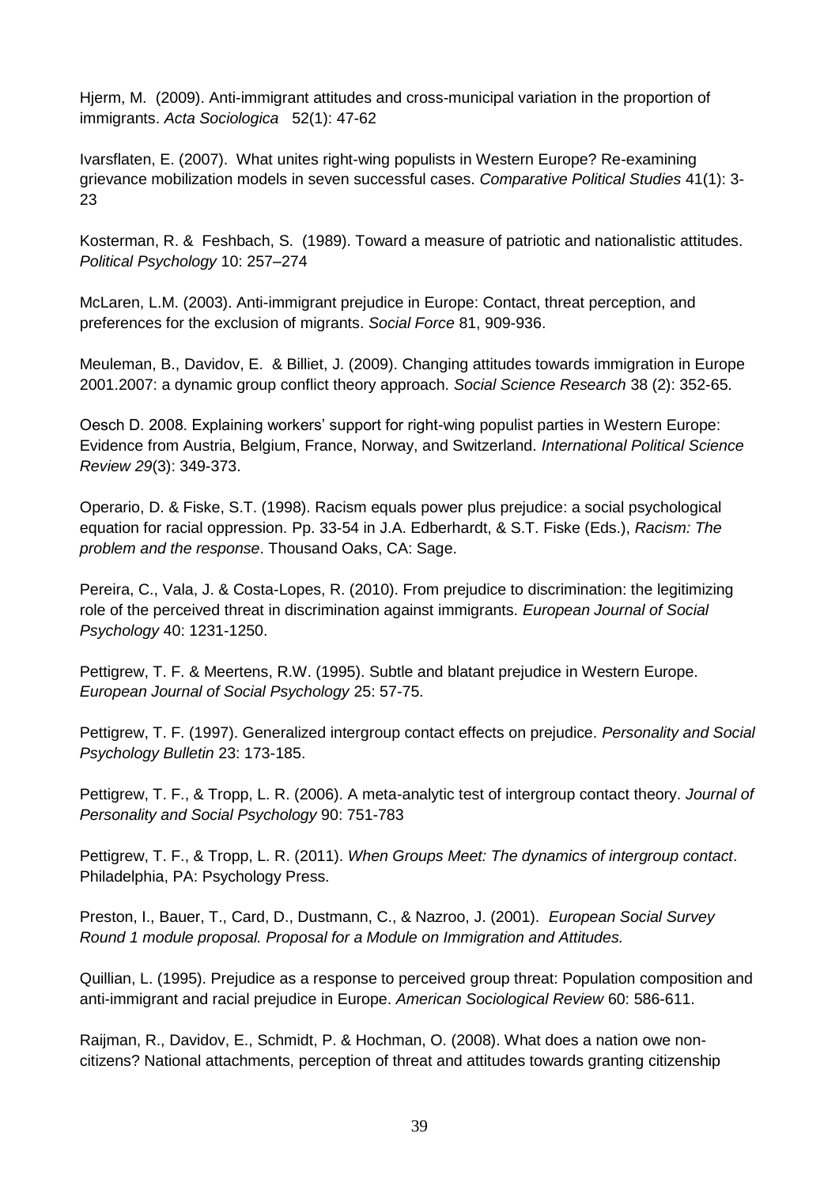Hjerm, M. (2009). Anti-immigrant attitudes and cross-municipal variation in the proportion of immigrants. *Acta Sociologica* 52(1): 47-62

Ivarsflaten, E. (2007). What unites right-wing populists in Western Europe? Re-examining grievance mobilization models in seven successful cases. *Comparative Political Studies* 41(1): 3-23

Kosterman, R. & Feshbach, S. (1989). Toward a measure of patriotic and nationalistic attitudes. *Political Psychology* 10: 257–274

McLaren, L.M. (2003). Anti-immigrant prejudice in Europe: Contact, threat perception, and preferences for the exclusion of migrants. *Social Force* 81, 909-936.

Meuleman, B., Davidov, E. & Billiet, J. (2009). Changing attitudes towards immigration in Europe 2001.2007: a dynamic group conflict theory approach. *Social Science Research* 38 (2): 352-65.

Oesch D. 2008. Explaining workers' support for right-wing populist parties in Western Europe: Evidence from Austria, Belgium, France, Norway, and Switzerland. *International Political Science Review 29*(3): 349-373.

Operario, D. & Fiske, S.T. (1998). Racism equals power plus prejudice: a social psychological equation for racial oppression. Pp. 33-54 in J.A. Edberhardt, & S.T. Fiske (Eds.), *Racism: The problem and the response*. Thousand Oaks, CA: Sage.

Pereira, C., Vala, J. & Costa-Lopes, R. (2010). From prejudice to discrimination: the legitimizing role of the perceived threat in discrimination against immigrants. *European Journal of Social Psychology* 40: 1231-1250.

Pettigrew, T. F. & Meertens, R.W. (1995). Subtle and blatant prejudice in Western Europe. *European Journal of Social Psychology* 25: 57-75.

Pettigrew, T. F. (1997). Generalized intergroup contact effects on prejudice. *Personality and Social Psychology Bulletin* 23: 173-185.

Pettigrew, T. F., & Tropp, L. R. (2006). A meta-analytic test of intergroup contact theory. *Journal of Personality and Social Psychology* 90: 751-783

Pettigrew, T. F., & Tropp, L. R. (2011). *When Groups Meet: The dynamics of intergroup contact*. Philadelphia, PA: Psychology Press.

Preston, I., Bauer, T., Card, D., Dustmann, C., & Nazroo, J. (2001). *European Social Survey Round 1 module proposal. Proposal for a Module on Immigration and Attitudes.*

Quillian, L. (1995). Prejudice as a response to perceived group threat: Population composition and anti-immigrant and racial prejudice in Europe. *American Sociological Review* 60: 586-611.

Raijman, R., Davidov, E., Schmidt, P. & Hochman, O. (2008). What does a nation owe non-citizens? National attachments, perception of threat and attitudes towards granting citizenship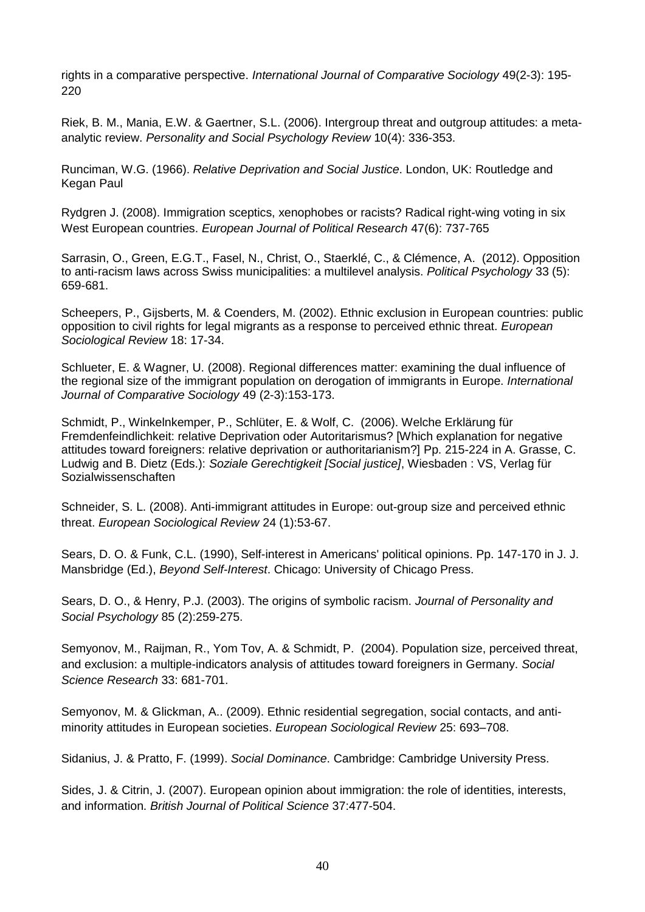rights in a comparative perspective. *International Journal of Comparative Sociology* 49(2-3): 195-220

Riek, B. M., Mania, E.W. & Gaertner, S.L. (2006). Intergroup threat and outgroup attitudes: a meta-analytic review. *Personality and Social Psychology Review* 10(4): 336-353.

Runciman, W.G. (1966). *Relative Deprivation and Social Justice*. London, UK: Routledge and Kegan Paul

Rydgren J. (2008). Immigration sceptics, xenophobes or racists? Radical right-wing voting in six West European countries. *European Journal of Political Research* 47(6): 737-765

Sarrasin, O., Green, E.G.T., Fasel, N., Christ, O., Staerklé, C., & Clémence, A. (2012). Opposition to anti-racism laws across Swiss municipalities: a multilevel analysis. *Political Psychology* 33 (5): 659-681.

Scheepers, P., Gijsberts, M. & Coenders, M. (2002). Ethnic exclusion in European countries: public opposition to civil rights for legal migrants as a response to perceived ethnic threat. *European Sociological Review* 18: 17-34.

Schlueter, E. & Wagner, U. (2008). Regional differences matter: examining the dual influence of the regional size of the immigrant population on derogation of immigrants in Europe. *International Journal of Comparative Sociology* 49 (2-3):153-173.

Schmidt, P., Winkelnkemper, P., Schlüter, E. & Wolf, C. (2006). Welche Erklärung für Fremdenfeindlichkeit: relative Deprivation oder Autoritarismus? [Which explanation for negative attitudes toward foreigners: relative deprivation or authoritarianism?] Pp. 215-224 in A. Grasse, C. Ludwig and B. Dietz (Eds.): *Soziale Gerechtigkeit [Social justice]*, Wiesbaden : VS, Verlag für Sozialwissenschaften

Schneider, S. L. (2008). Anti-immigrant attitudes in Europe: out-group size and perceived ethnic threat. *European Sociological Review* 24 (1):53-67.

Sears, D. O. & Funk, C.L. (1990), Self-interest in Americans' political opinions. Pp. 147-170 in J. J. Mansbridge (Ed.), *Beyond Self-Interest*. Chicago: University of Chicago Press.

Sears, D. O., & Henry, P.J. (2003). The origins of symbolic racism. *Journal of Personality and Social Psychology* 85 (2):259-275.

Semyonov, M., Raijman, R., Yom Tov, A. & Schmidt, P. (2004). Population size, perceived threat, and exclusion: a multiple-indicators analysis of attitudes toward foreigners in Germany. *Social Science Research* 33: 681-701.

Semyonov, M. & Glickman, A.. (2009). Ethnic residential segregation, social contacts, and anti-minority attitudes in European societies. *European Sociological Review* 25: 693–708.

Sidanius, J. & Pratto, F. (1999). *Social Dominance*. Cambridge: Cambridge University Press.

Sides, J. & Citrin, J. (2007). European opinion about immigration: the role of identities, interests, and information. *British Journal of Political Science* 37:477-504.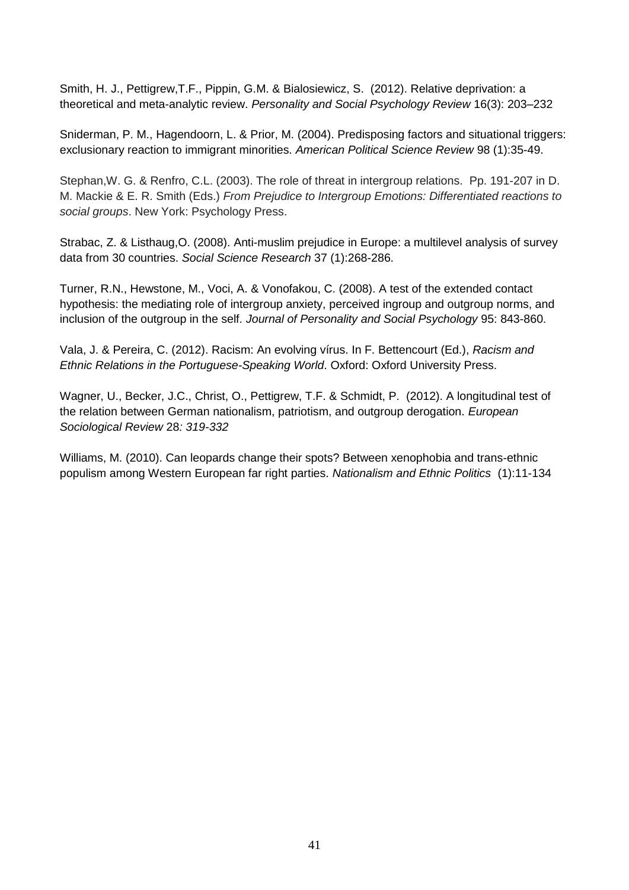Smith, H. J., Pettigrew,T.F., Pippin, G.M. & Bialosiewicz, S. (2012). Relative deprivation: a theoretical and meta-analytic review. *Personality and Social Psychology Review* 16(3): 203–232

Sniderman, P. M., Hagendoorn, L. & Prior, M. (2004). Predisposing factors and situational triggers: exclusionary reaction to immigrant minorities. *American Political Science Review* 98 (1):35-49.

Stephan,W. G. & Renfro, C.L. (2003). The role of threat in intergroup relations. Pp. 191-207 in D. M. Mackie & E. R. Smith (Eds.) *From Prejudice to Intergroup Emotions: Differentiated reactions to social groups*. New York: Psychology Press.

Strabac, Z. & Listhaug,O. (2008). Anti-muslim prejudice in Europe: a multilevel analysis of survey data from 30 countries. *Social Science Research* 37 (1):268-286.

Turner, R.N., Hewstone, M., Voci, A. & Vonofakou, C. (2008). A test of the extended contact hypothesis: the mediating role of intergroup anxiety, perceived ingroup and outgroup norms, and inclusion of the outgroup in the self. *Journal of Personality and Social Psychology* 95: 843-860.

Vala, J. & Pereira, C. (2012). Racism: An evolving vírus. In F. Bettencourt (Ed.), *Racism and Ethnic Relations in the Portuguese-Speaking World*. Oxford: Oxford University Press.

Wagner, U., Becker, J.C., Christ, O., Pettigrew, T.F. & Schmidt, P. (2012). A longitudinal test of the relation between German nationalism, patriotism, and outgroup derogation. *European Sociological Review* 28*: 319-332*

Williams, M. (2010). Can leopards change their spots? Between xenophobia and trans-ethnic populism among Western European far right parties. *Nationalism and Ethnic Politics* (1):11-134